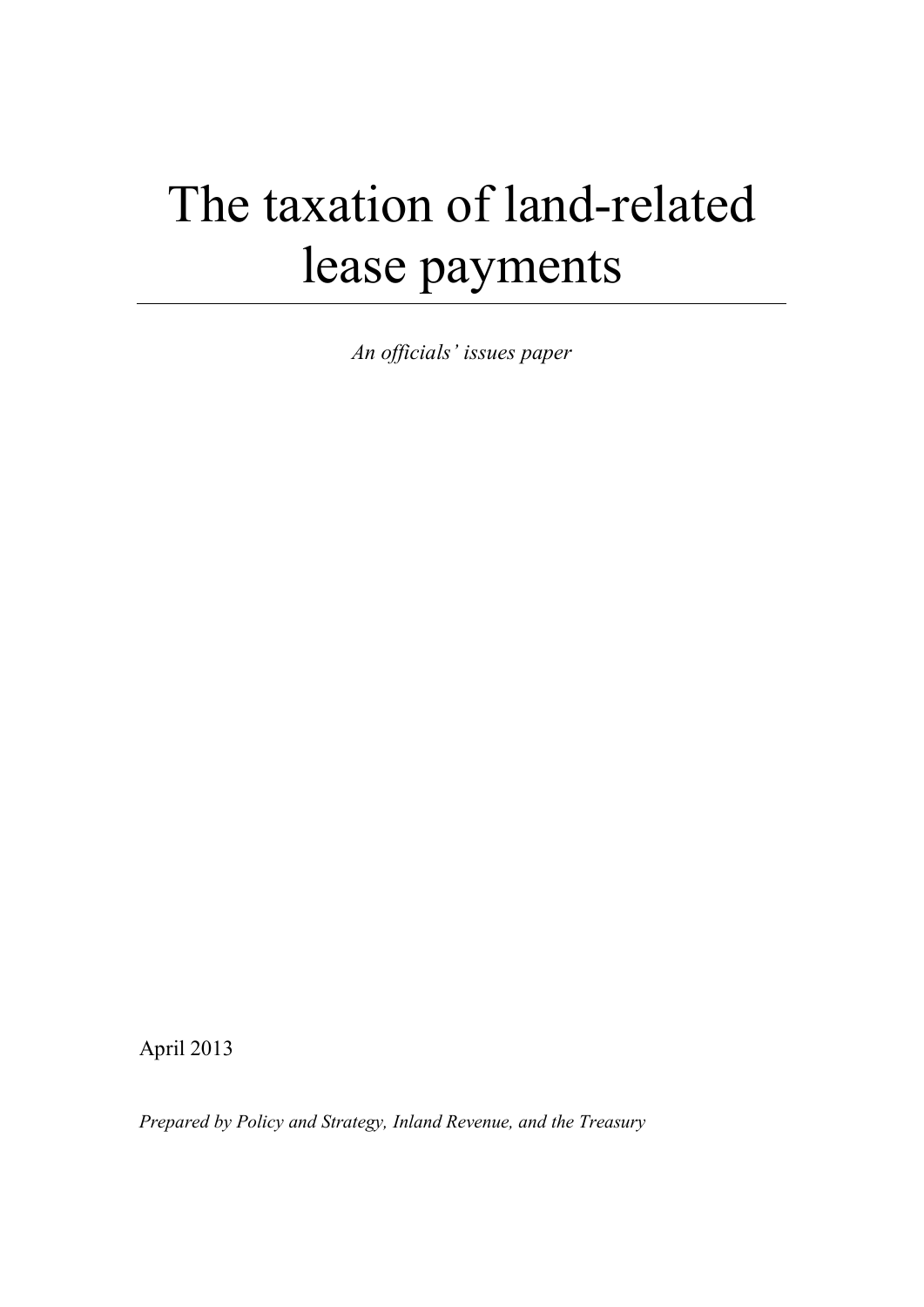# The taxation of land-related lease payments

*An officials' issues paper*

April 2013

*Prepared by Policy and Strategy, Inland Revenue, and the Treasury*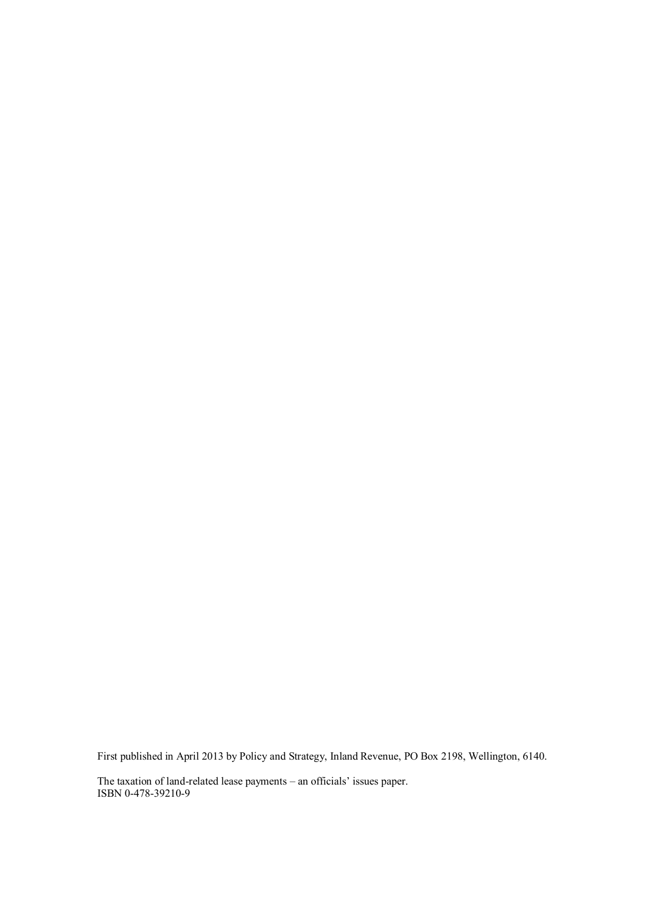First published in April 2013 by Policy and Strategy, Inland Revenue, PO Box 2198, Wellington, 6140.

The taxation of land-related lease payments – an officials' issues paper.
ISBN 0-478-39210-9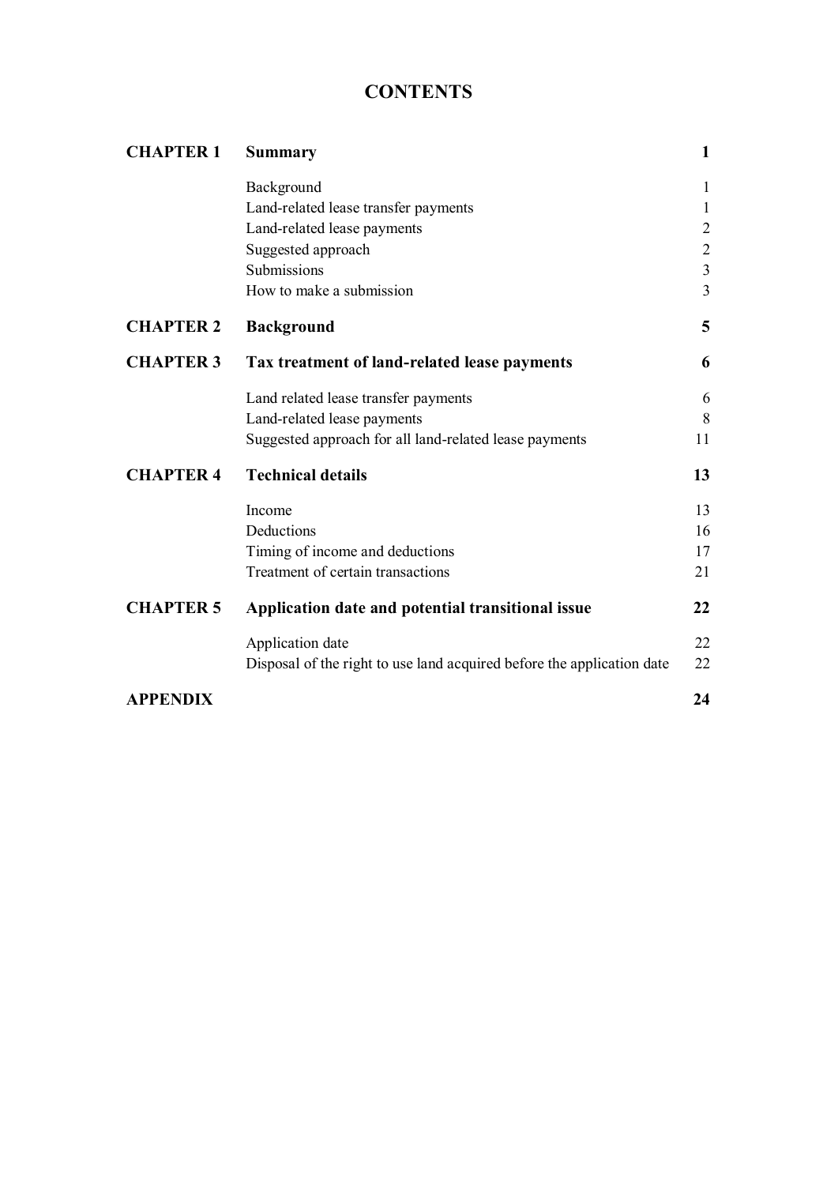# CONTENTS

| | | |
|---|---|---|
| **CHAPTER 1** | **Summary** | **1** |
| | Background | 1 |
| | Land-related lease transfer payments | 1 |
| | Land-related lease payments | 2 |
| | Suggested approach | 2 |
| | Submissions | 3 |
| | How to make a submission | 3 |
| **CHAPTER 2** | **Background** | **5** |
| **CHAPTER 3** | **Tax treatment of land-related lease payments** | **6** |
| | Land related lease transfer payments | 6 |
| | Land-related lease payments | 8 |
| | Suggested approach for all land-related lease payments | 11 |
| **CHAPTER 4** | **Technical details** | **13** |
| | Income | 13 |
| | Deductions | 16 |
| | Timing of income and deductions | 17 |
| | Treatment of certain transactions | 21 |
| **CHAPTER 5** | **Application date and potential transitional issue** | **22** |
| | Application date | 22 |
| | Disposal of the right to use land acquired before the application date | 22 |
| **APPENDIX** | | **24** |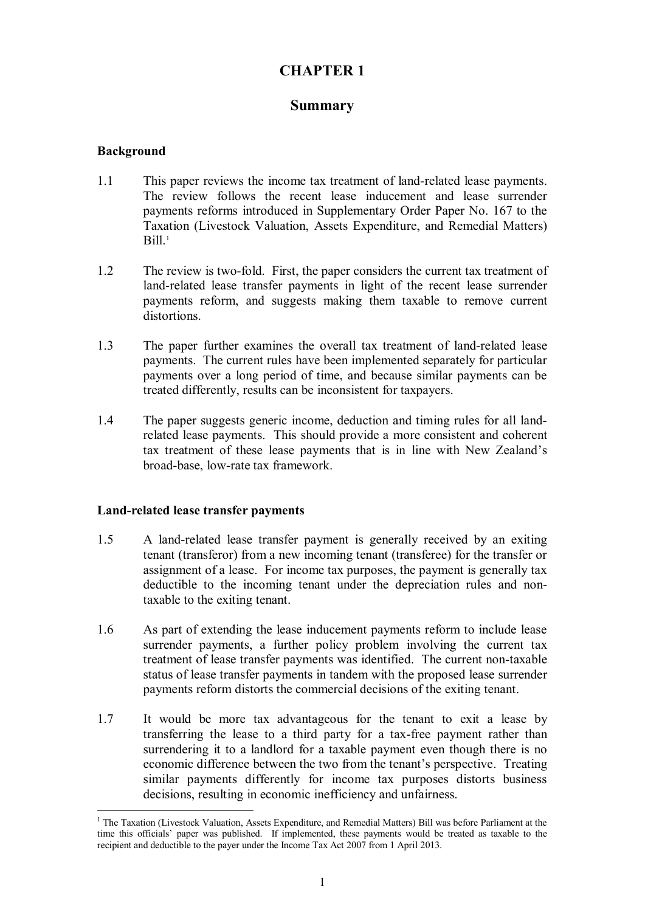# CHAPTER 1

## Summary

### Background

1.1 This paper reviews the income tax treatment of land-related lease payments. The review follows the recent lease inducement and lease surrender payments reforms introduced in Supplementary Order Paper No. 167 to the Taxation (Livestock Valuation, Assets Expenditure, and Remedial Matters) Bill.[1]

1.2 The review is two-fold. First, the paper considers the current tax treatment of land-related lease transfer payments in light of the recent lease surrender payments reform, and suggests making them taxable to remove current distortions.

1.3 The paper further examines the overall tax treatment of land-related lease payments. The current rules have been implemented separately for particular payments over a long period of time, and because similar payments can be treated differently, results can be inconsistent for taxpayers.

1.4 The paper suggests generic income, deduction and timing rules for all land-related lease payments. This should provide a more consistent and coherent tax treatment of these lease payments that is in line with New Zealand's broad-base, low-rate tax framework.

### Land-related lease transfer payments

1.5 A land-related lease transfer payment is generally received by an exiting tenant (transferor) from a new incoming tenant (transferee) for the transfer or assignment of a lease. For income tax purposes, the payment is generally tax deductible to the incoming tenant under the depreciation rules and non-taxable to the exiting tenant.

1.6 As part of extending the lease inducement payments reform to include lease surrender payments, a further policy problem involving the current tax treatment of lease transfer payments was identified. The current non-taxable status of lease transfer payments in tandem with the proposed lease surrender payments reform distorts the commercial decisions of the exiting tenant.

1.7 It would be more tax advantageous for the tenant to exit a lease by transferring the lease to a third party for a tax-free payment rather than surrendering it to a landlord for a taxable payment even though there is no economic difference between the two from the tenant's perspective. Treating similar payments differently for income tax purposes distorts business decisions, resulting in economic inefficiency and unfairness.

[1] The Taxation (Livestock Valuation, Assets Expenditure, and Remedial Matters) Bill was before Parliament at the time this officials' paper was published. If implemented, these payments would be treated as taxable to the recipient and deductible to the payer under the Income Tax Act 2007 from 1 April 2013.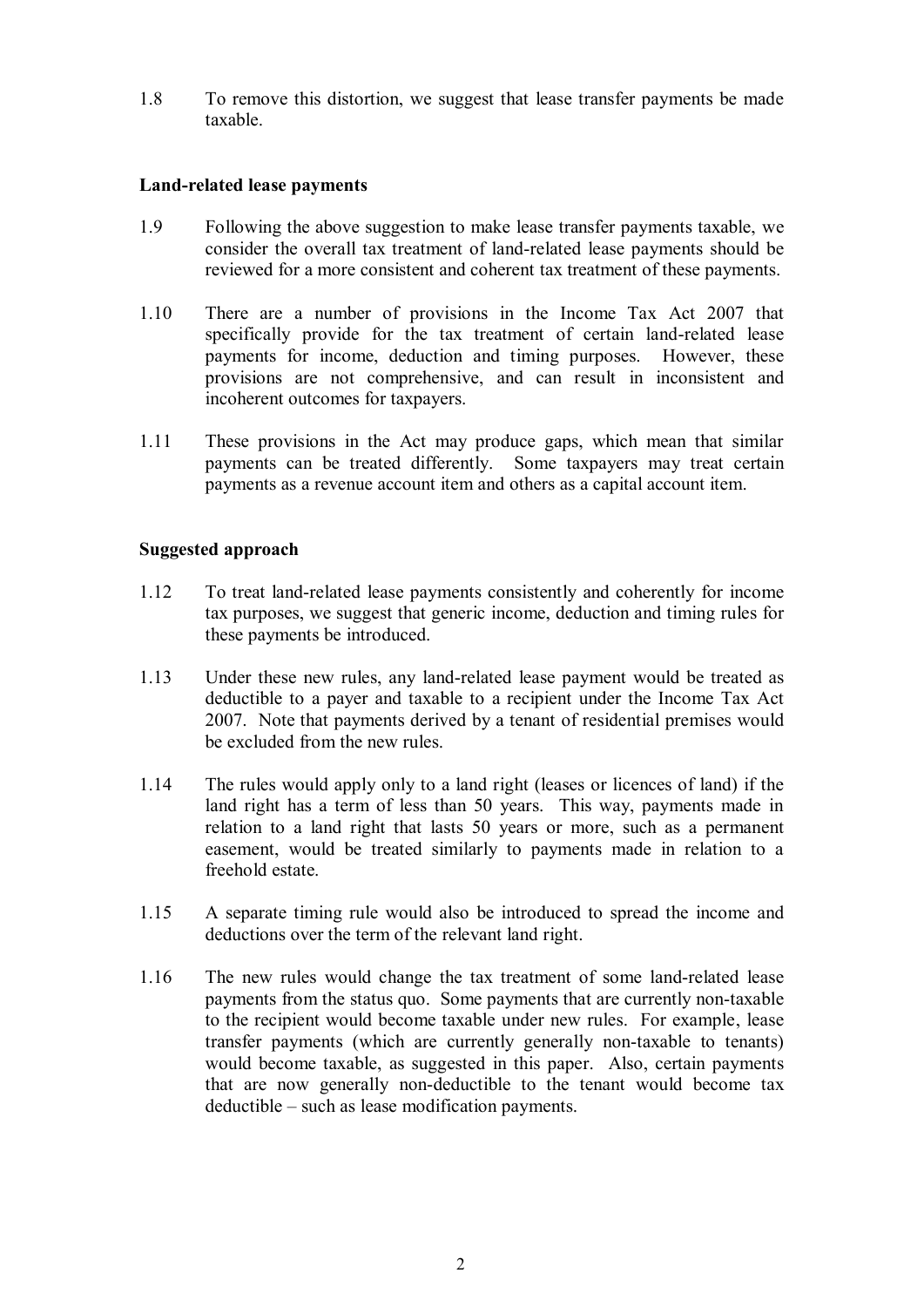1.8 To remove this distortion, we suggest that lease transfer payments be made taxable.

**Land-related lease payments**

1.9 Following the above suggestion to make lease transfer payments taxable, we consider the overall tax treatment of land-related lease payments should be reviewed for a more consistent and coherent tax treatment of these payments.

1.10 There are a number of provisions in the Income Tax Act 2007 that specifically provide for the tax treatment of certain land-related lease payments for income, deduction and timing purposes. However, these provisions are not comprehensive, and can result in inconsistent and incoherent outcomes for taxpayers.

1.11 These provisions in the Act may produce gaps, which mean that similar payments can be treated differently. Some taxpayers may treat certain payments as a revenue account item and others as a capital account item.

**Suggested approach**

1.12 To treat land-related lease payments consistently and coherently for income tax purposes, we suggest that generic income, deduction and timing rules for these payments be introduced.

1.13 Under these new rules, any land-related lease payment would be treated as deductible to a payer and taxable to a recipient under the Income Tax Act 2007. Note that payments derived by a tenant of residential premises would be excluded from the new rules.

1.14 The rules would apply only to a land right (leases or licences of land) if the land right has a term of less than 50 years. This way, payments made in relation to a land right that lasts 50 years or more, such as a permanent easement, would be treated similarly to payments made in relation to a freehold estate.

1.15 A separate timing rule would also be introduced to spread the income and deductions over the term of the relevant land right.

1.16 The new rules would change the tax treatment of some land-related lease payments from the status quo. Some payments that are currently non-taxable to the recipient would become taxable under new rules. For example, lease transfer payments (which are currently generally non-taxable to tenants) would become taxable, as suggested in this paper. Also, certain payments that are now generally non-deductible to the tenant would become tax deductible – such as lease modification payments.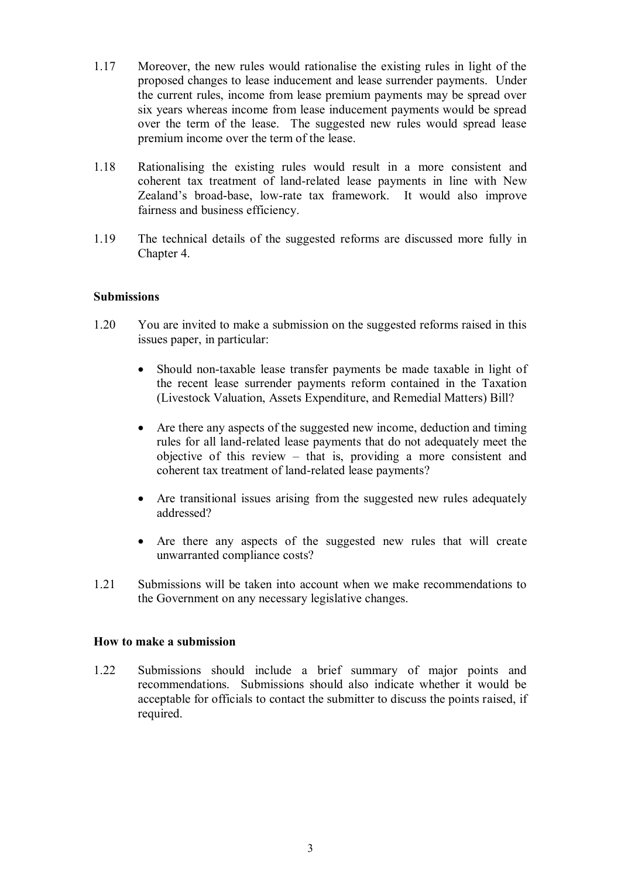1.17 Moreover, the new rules would rationalise the existing rules in light of the proposed changes to lease inducement and lease surrender payments. Under the current rules, income from lease premium payments may be spread over six years whereas income from lease inducement payments would be spread over the term of the lease. The suggested new rules would spread lease premium income over the term of the lease.

1.18 Rationalising the existing rules would result in a more consistent and coherent tax treatment of land-related lease payments in line with New Zealand's broad-base, low-rate tax framework. It would also improve fairness and business efficiency.

1.19 The technical details of the suggested reforms are discussed more fully in Chapter 4.

### Submissions

1.20 You are invited to make a submission on the suggested reforms raised in this issues paper, in particular:

- Should non-taxable lease transfer payments be made taxable in light of the recent lease surrender payments reform contained in the Taxation (Livestock Valuation, Assets Expenditure, and Remedial Matters) Bill?
- Are there any aspects of the suggested new income, deduction and timing rules for all land-related lease payments that do not adequately meet the objective of this review – that is, providing a more consistent and coherent tax treatment of land-related lease payments?
- Are transitional issues arising from the suggested new rules adequately addressed?
- Are there any aspects of the suggested new rules that will create unwarranted compliance costs?

1.21 Submissions will be taken into account when we make recommendations to the Government on any necessary legislative changes.

### How to make a submission

1.22 Submissions should include a brief summary of major points and recommendations. Submissions should also indicate whether it would be acceptable for officials to contact the submitter to discuss the points raised, if required.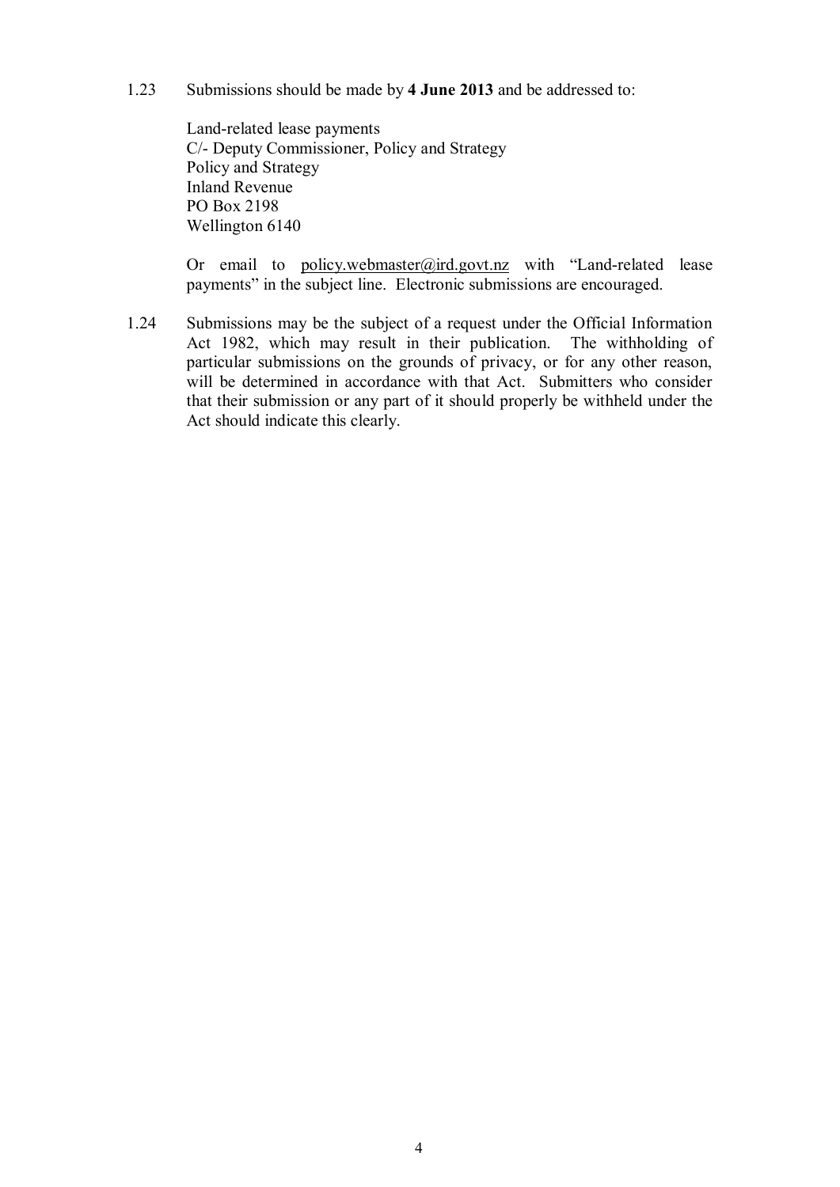1.23 Submissions should be made by **4 June 2013** and be addressed to:

Land-related lease payments
C/- Deputy Commissioner, Policy and Strategy
Policy and Strategy
Inland Revenue
PO Box 2198
Wellington 6140

Or email to policy.webmaster@ird.govt.nz with "Land-related lease payments" in the subject line. Electronic submissions are encouraged.

1.24 Submissions may be the subject of a request under the Official Information Act 1982, which may result in their publication. The withholding of particular submissions on the grounds of privacy, or for any other reason, will be determined in accordance with that Act. Submitters who consider that their submission or any part of it should properly be withheld under the Act should indicate this clearly.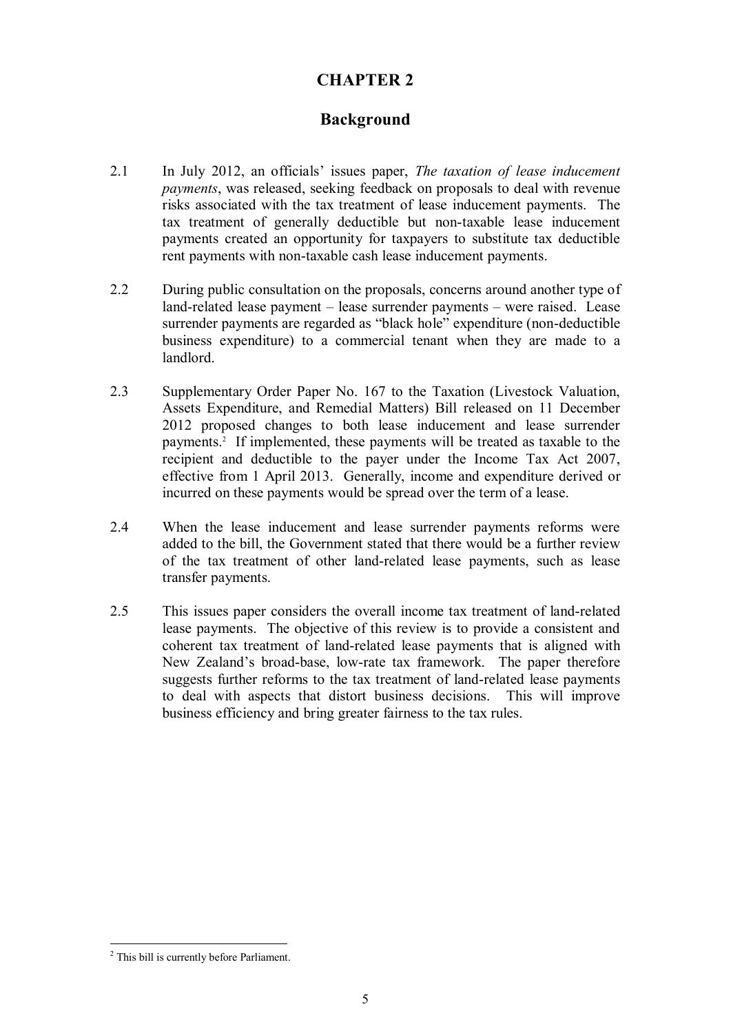# CHAPTER 2

## Background

2.1 In July 2012, an officials' issues paper, *The taxation of lease inducement payments*, was released, seeking feedback on proposals to deal with revenue risks associated with the tax treatment of lease inducement payments. The tax treatment of generally deductible but non-taxable lease inducement payments created an opportunity for taxpayers to substitute tax deductible rent payments with non-taxable cash lease inducement payments.

2.2 During public consultation on the proposals, concerns around another type of land-related lease payment – lease surrender payments – were raised. Lease surrender payments are regarded as "black hole" expenditure (non-deductible business expenditure) to a commercial tenant when they are made to a landlord.

2.3 Supplementary Order Paper No. 167 to the Taxation (Livestock Valuation, Assets Expenditure, and Remedial Matters) Bill released on 11 December 2012 proposed changes to both lease inducement and lease surrender payments.[2] If implemented, these payments will be treated as taxable to the recipient and deductible to the payer under the Income Tax Act 2007, effective from 1 April 2013. Generally, income and expenditure derived or incurred on these payments would be spread over the term of a lease.

2.4 When the lease inducement and lease surrender payments reforms were added to the bill, the Government stated that there would be a further review of the tax treatment of other land-related lease payments, such as lease transfer payments.

2.5 This issues paper considers the overall income tax treatment of land-related lease payments. The objective of this review is to provide a consistent and coherent tax treatment of land-related lease payments that is aligned with New Zealand's broad-base, low-rate tax framework. The paper therefore suggests further reforms to the tax treatment of land-related lease payments to deal with aspects that distort business decisions. This will improve business efficiency and bring greater fairness to the tax rules.

---

[2] This bill is currently before Parliament.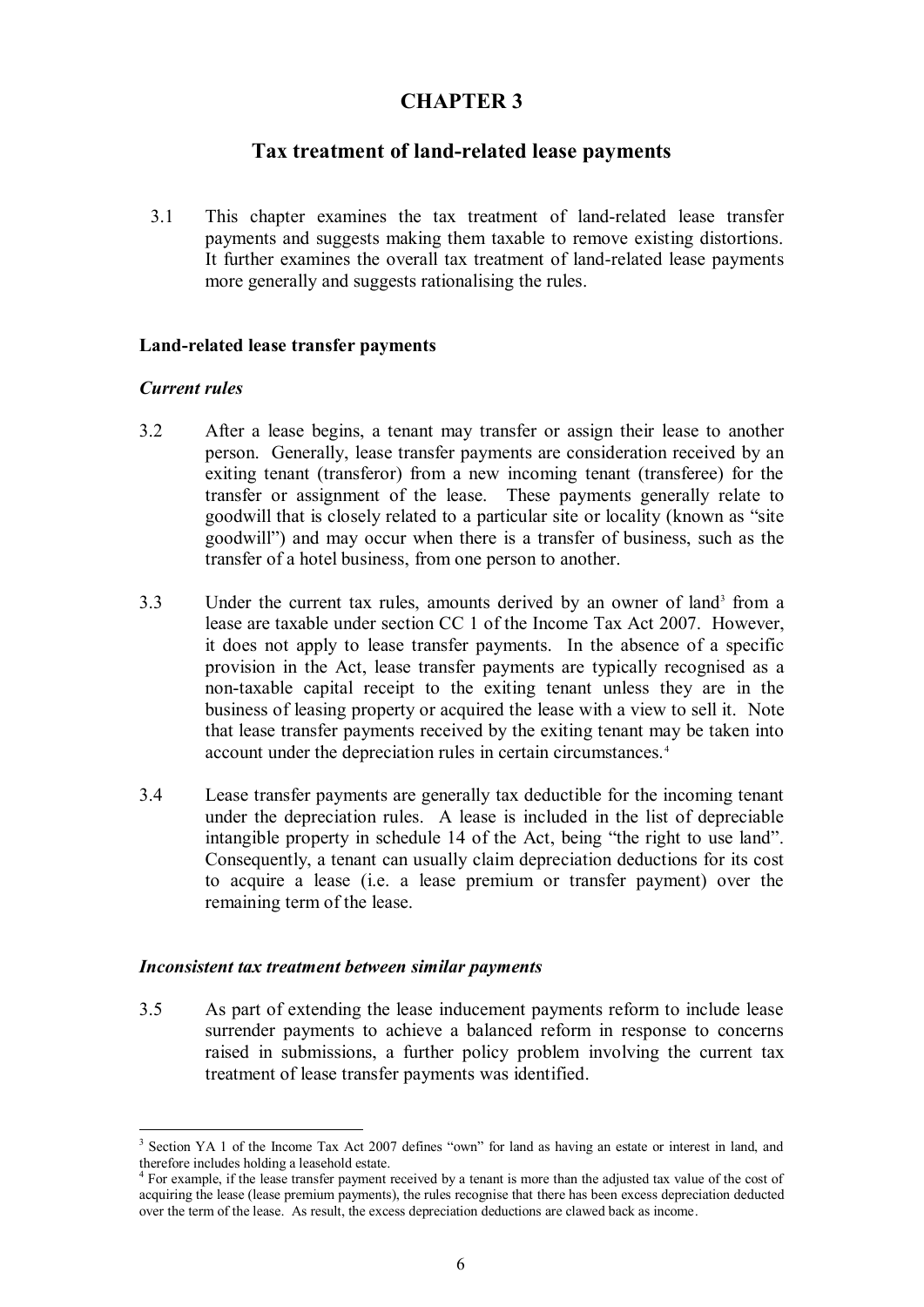# CHAPTER 3

## Tax treatment of land-related lease payments

3.1 This chapter examines the tax treatment of land-related lease transfer payments and suggests making them taxable to remove existing distortions. It further examines the overall tax treatment of land-related lease payments more generally and suggests rationalising the rules.

### Land-related lease transfer payments

#### *Current rules*

3.2 After a lease begins, a tenant may transfer or assign their lease to another person. Generally, lease transfer payments are consideration received by an exiting tenant (transferor) from a new incoming tenant (transferee) for the transfer or assignment of the lease. These payments generally relate to goodwill that is closely related to a particular site or locality (known as "site goodwill") and may occur when there is a transfer of business, such as the transfer of a hotel business, from one person to another.

3.3 Under the current tax rules, amounts derived by an owner of land[3] from a lease are taxable under section CC 1 of the Income Tax Act 2007. However, it does not apply to lease transfer payments. In the absence of a specific provision in the Act, lease transfer payments are typically recognised as a non-taxable capital receipt to the exiting tenant unless they are in the business of leasing property or acquired the lease with a view to sell it. Note that lease transfer payments received by the exiting tenant may be taken into account under the depreciation rules in certain circumstances.[4]

3.4 Lease transfer payments are generally tax deductible for the incoming tenant under the depreciation rules. A lease is included in the list of depreciable intangible property in schedule 14 of the Act, being "the right to use land". Consequently, a tenant can usually claim depreciation deductions for its cost to acquire a lease (i.e. a lease premium or transfer payment) over the remaining term of the lease.

#### *Inconsistent tax treatment between similar payments*

3.5 As part of extending the lease inducement payments reform to include lease surrender payments to achieve a balanced reform in response to concerns raised in submissions, a further policy problem involving the current tax treatment of lease transfer payments was identified.

---

[3] Section YA 1 of the Income Tax Act 2007 defines "own" for land as having an estate or interest in land, and therefore includes holding a leasehold estate.

[4] For example, if the lease transfer payment received by a tenant is more than the adjusted tax value of the cost of acquiring the lease (lease premium payments), the rules recognise that there has been excess depreciation deducted over the term of the lease. As result, the excess depreciation deductions are clawed back as income.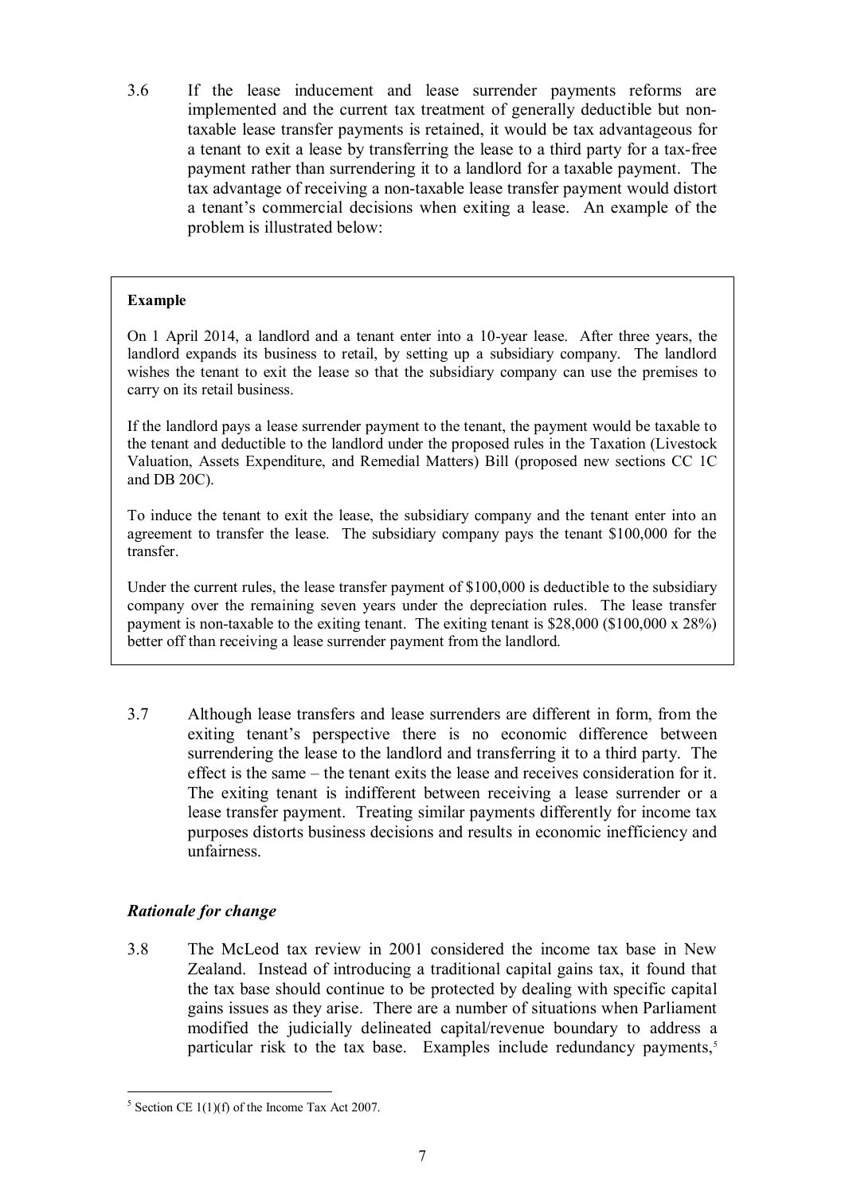3.6 If the lease inducement and lease surrender payments reforms are implemented and the current tax treatment of generally deductible but non-taxable lease transfer payments is retained, it would be tax advantageous for a tenant to exit a lease by transferring the lease to a third party for a tax-free payment rather than surrendering it to a landlord for a taxable payment. The tax advantage of receiving a non-taxable lease transfer payment would distort a tenant's commercial decisions when exiting a lease. An example of the problem is illustrated below:

> **Example**
>
> On 1 April 2014, a landlord and a tenant enter into a 10-year lease. After three years, the landlord expands its business to retail, by setting up a subsidiary company. The landlord wishes the tenant to exit the lease so that the subsidiary company can use the premises to carry on its retail business.
>
> If the landlord pays a lease surrender payment to the tenant, the payment would be taxable to the tenant and deductible to the landlord under the proposed rules in the Taxation (Livestock Valuation, Assets Expenditure, and Remedial Matters) Bill (proposed new sections CC 1C and DB 20C).
>
> To induce the tenant to exit the lease, the subsidiary company and the tenant enter into an agreement to transfer the lease. The subsidiary company pays the tenant $100,000 for the transfer.
>
> Under the current rules, the lease transfer payment of $100,000 is deductible to the subsidiary company over the remaining seven years under the depreciation rules. The lease transfer payment is non-taxable to the exiting tenant. The exiting tenant is $28,000 ($100,000 x 28%) better off than receiving a lease surrender payment from the landlord.

3.7 Although lease transfers and lease surrenders are different in form, from the exiting tenant's perspective there is no economic difference between surrendering the lease to the landlord and transferring it to a third party. The effect is the same – the tenant exits the lease and receives consideration for it. The exiting tenant is indifferent between receiving a lease surrender or a lease transfer payment. Treating similar payments differently for income tax purposes distorts business decisions and results in economic inefficiency and unfairness.

### *Rationale for change*

3.8 The McLeod tax review in 2001 considered the income tax base in New Zealand. Instead of introducing a traditional capital gains tax, it found that the tax base should continue to be protected by dealing with specific capital gains issues as they arise. There are a number of situations when Parliament modified the judicially delineated capital/revenue boundary to address a particular risk to the tax base. Examples include redundancy payments,[5]

---

[5] Section CE 1(1)(f) of the Income Tax Act 2007.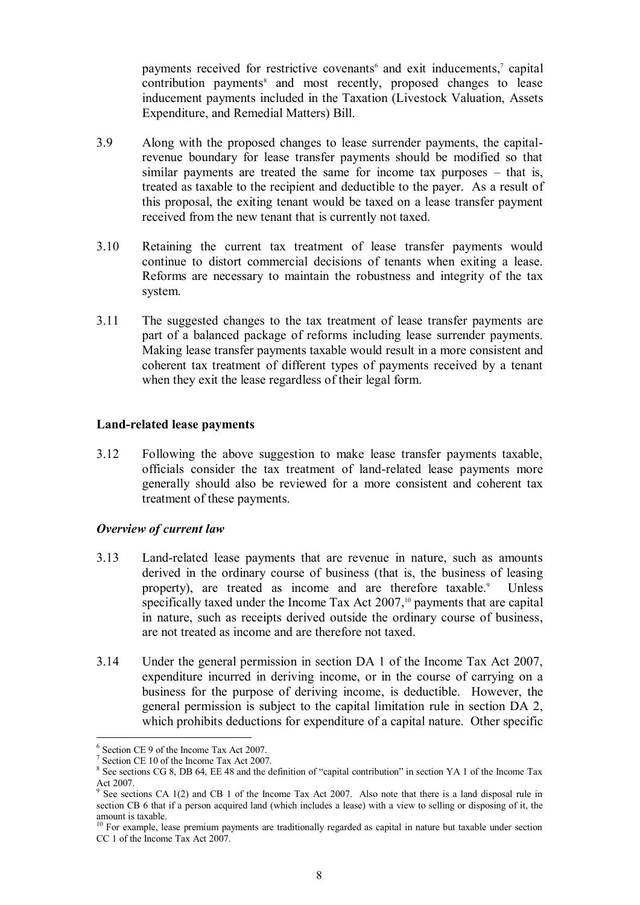payments received for restrictive covenants[6] and exit inducements,[7] capital contribution payments[8] and most recently, proposed changes to lease inducement payments included in the Taxation (Livestock Valuation, Assets Expenditure, and Remedial Matters) Bill.

3.9 Along with the proposed changes to lease surrender payments, the capital-revenue boundary for lease transfer payments should be modified so that similar payments are treated the same for income tax purposes – that is, treated as taxable to the recipient and deductible to the payer. As a result of this proposal, the exiting tenant would be taxed on a lease transfer payment received from the new tenant that is currently not taxed.

3.10 Retaining the current tax treatment of lease transfer payments would continue to distort commercial decisions of tenants when exiting a lease. Reforms are necessary to maintain the robustness and integrity of the tax system.

3.11 The suggested changes to the tax treatment of lease transfer payments are part of a balanced package of reforms including lease surrender payments. Making lease transfer payments taxable would result in a more consistent and coherent tax treatment of different types of payments received by a tenant when they exit the lease regardless of their legal form.

**Land-related lease payments**

3.12 Following the above suggestion to make lease transfer payments taxable, officials consider the tax treatment of land-related lease payments more generally should also be reviewed for a more consistent and coherent tax treatment of these payments.

***Overview of current law***

3.13 Land-related lease payments that are revenue in nature, such as amounts derived in the ordinary course of business (that is, the business of leasing property), are treated as income and are therefore taxable.[9] Unless specifically taxed under the Income Tax Act 2007,[10] payments that are capital in nature, such as receipts derived outside the ordinary course of business, are not treated as income and are therefore not taxed.

3.14 Under the general permission in section DA 1 of the Income Tax Act 2007, expenditure incurred in deriving income, or in the course of carrying on a business for the purpose of deriving income, is deductible. However, the general permission is subject to the capital limitation rule in section DA 2, which prohibits deductions for expenditure of a capital nature. Other specific

---

[6] Section CE 9 of the Income Tax Act 2007.

[7] Section CE 10 of the Income Tax Act 2007.

[8] See sections CG 8, DB 64, EE 48 and the definition of "capital contribution" in section YA 1 of the Income Tax Act 2007.

[9] See sections CA 1(2) and CB 1 of the Income Tax Act 2007. Also note that there is a land disposal rule in section CB 6 that if a person acquired land (which includes a lease) with a view to selling or disposing of it, the amount is taxable.

[10] For example, lease premium payments are traditionally regarded as capital in nature but taxable under section CC 1 of the Income Tax Act 2007.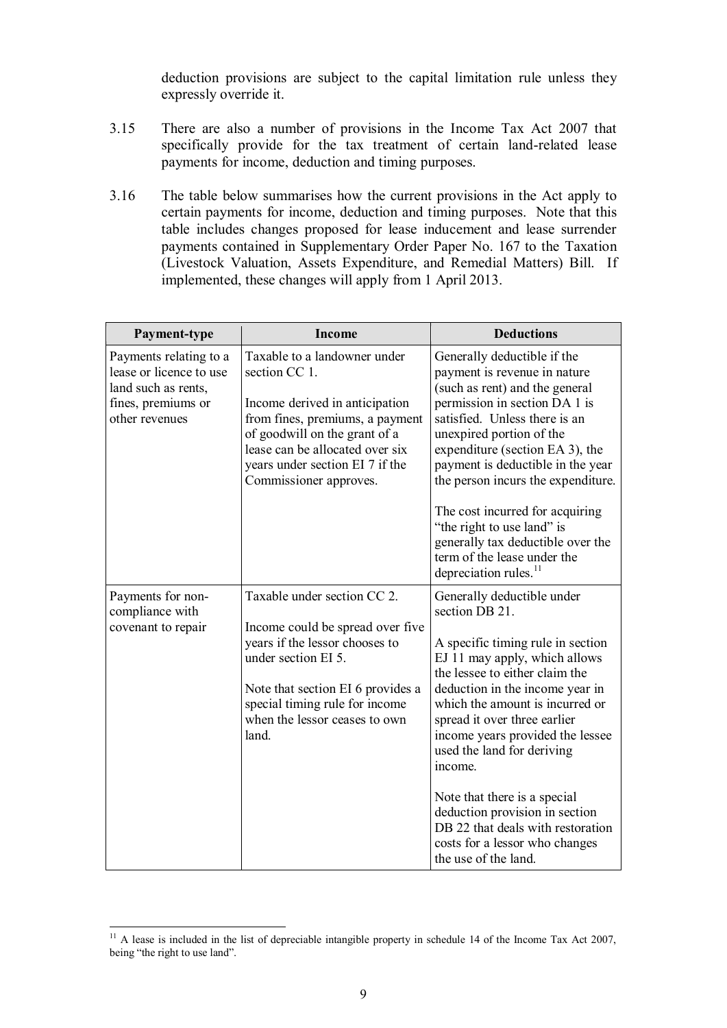deduction provisions are subject to the capital limitation rule unless they expressly override it.

3.15 There are also a number of provisions in the Income Tax Act 2007 that specifically provide for the tax treatment of certain land-related lease payments for income, deduction and timing purposes.

3.16 The table below summarises how the current provisions in the Act apply to certain payments for income, deduction and timing purposes. Note that this table includes changes proposed for lease inducement and lease surrender payments contained in Supplementary Order Paper No. 167 to the Taxation (Livestock Valuation, Assets Expenditure, and Remedial Matters) Bill. If implemented, these changes will apply from 1 April 2013.

| Payment-type | Income | Deductions |
|---|---|---|
| Payments relating to a lease or licence to use land such as rents, fines, premiums or other revenues | Taxable to a landowner under section CC 1.<br><br>Income derived in anticipation from fines, premiums, a payment of goodwill on the grant of a lease can be allocated over six years under section EI 7 if the Commissioner approves. | Generally deductible if the payment is revenue in nature (such as rent) and the general permission in section DA 1 is satisfied. Unless there is an unexpired portion of the expenditure (section EA 3), the payment is deductible in the year the person incurs the expenditure.<br><br>The cost incurred for acquiring "the right to use land" is generally tax deductible over the term of the lease under the depreciation rules.[11] |
| Payments for non-compliance with covenant to repair | Taxable under section CC 2.<br><br>Income could be spread over five years if the lessor chooses to under section EI 5.<br><br>Note that section EI 6 provides a special timing rule for income when the lessor ceases to own land. | Generally deductible under section DB 21.<br><br>A specific timing rule in section EJ 11 may apply, which allows the lessee to either claim the deduction in the income year in which the amount is incurred or spread it over three earlier income years provided the lessee used the land for deriving income.<br><br>Note that there is a special deduction provision in section DB 22 that deals with restoration costs for a lessor who changes the use of the land. |

[11] A lease is included in the list of depreciable intangible property in schedule 14 of the Income Tax Act 2007, being "the right to use land".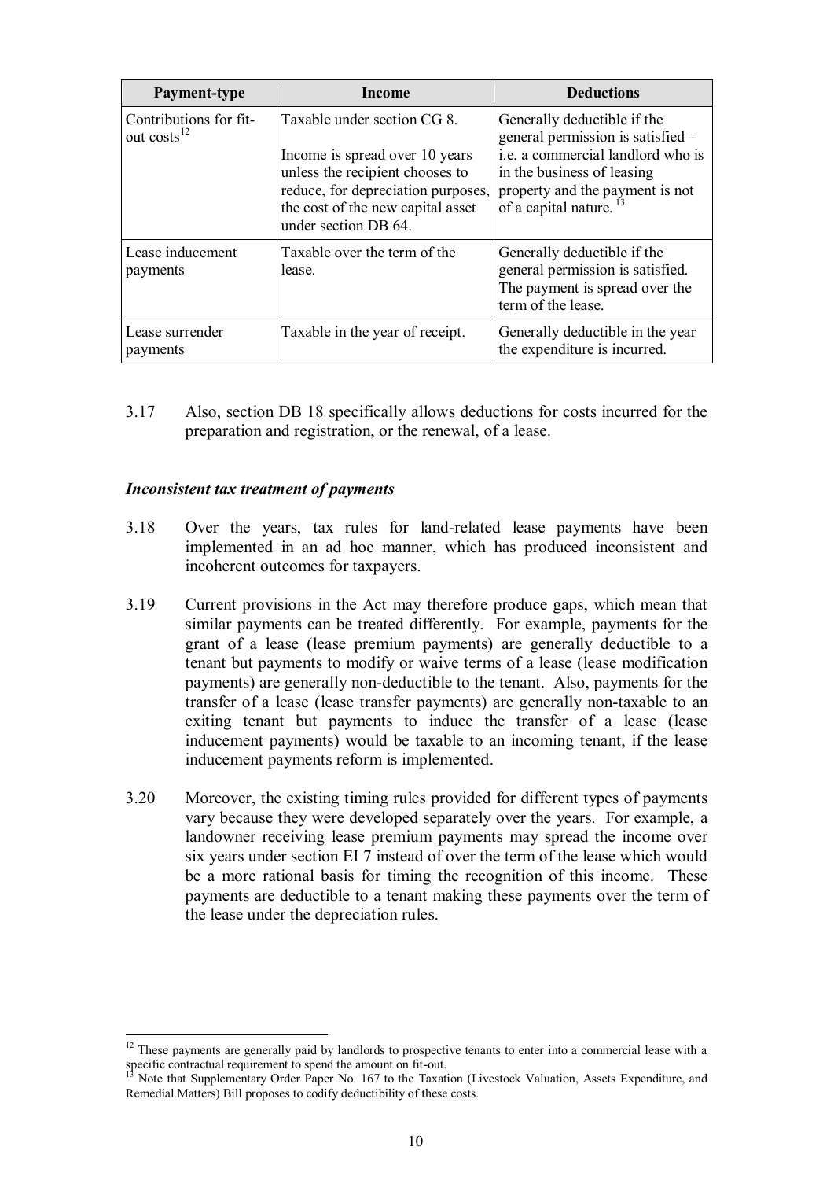| Payment-type | Income | Deductions |
|---|---|---|
| Contributions for fit-out costs[12] | Taxable under section CG 8. Income is spread over 10 years unless the recipient chooses to reduce, for depreciation purposes, the cost of the new capital asset under section DB 64. | Generally deductible if the general permission is satisfied – i.e. a commercial landlord who is in the business of leasing property and the payment is not of a capital nature. [13] |
| Lease inducement payments | Taxable over the term of the lease. | Generally deductible if the general permission is satisfied. The payment is spread over the term of the lease. |
| Lease surrender payments | Taxable in the year of receipt. | Generally deductible in the year the expenditure is incurred. |

3.17 Also, section DB 18 specifically allows deductions for costs incurred for the preparation and registration, or the renewal, of a lease.

### *Inconsistent tax treatment of payments*

3.18 Over the years, tax rules for land-related lease payments have been implemented in an ad hoc manner, which has produced inconsistent and incoherent outcomes for taxpayers.

3.19 Current provisions in the Act may therefore produce gaps, which mean that similar payments can be treated differently. For example, payments for the grant of a lease (lease premium payments) are generally deductible to a tenant but payments to modify or waive terms of a lease (lease modification payments) are generally non-deductible to the tenant. Also, payments for the transfer of a lease (lease transfer payments) are generally non-taxable to an exiting tenant but payments to induce the transfer of a lease (lease inducement payments) would be taxable to an incoming tenant, if the lease inducement payments reform is implemented.

3.20 Moreover, the existing timing rules provided for different types of payments vary because they were developed separately over the years. For example, a landowner receiving lease premium payments may spread the income over six years under section EI 7 instead of over the term of the lease which would be a more rational basis for timing the recognition of this income. These payments are deductible to a tenant making these payments over the term of the lease under the depreciation rules.

[12] These payments are generally paid by landlords to prospective tenants to enter into a commercial lease with a specific contractual requirement to spend the amount on fit-out.

[13] Note that Supplementary Order Paper No. 167 to the Taxation (Livestock Valuation, Assets Expenditure, and Remedial Matters) Bill proposes to codify deductibility of these costs.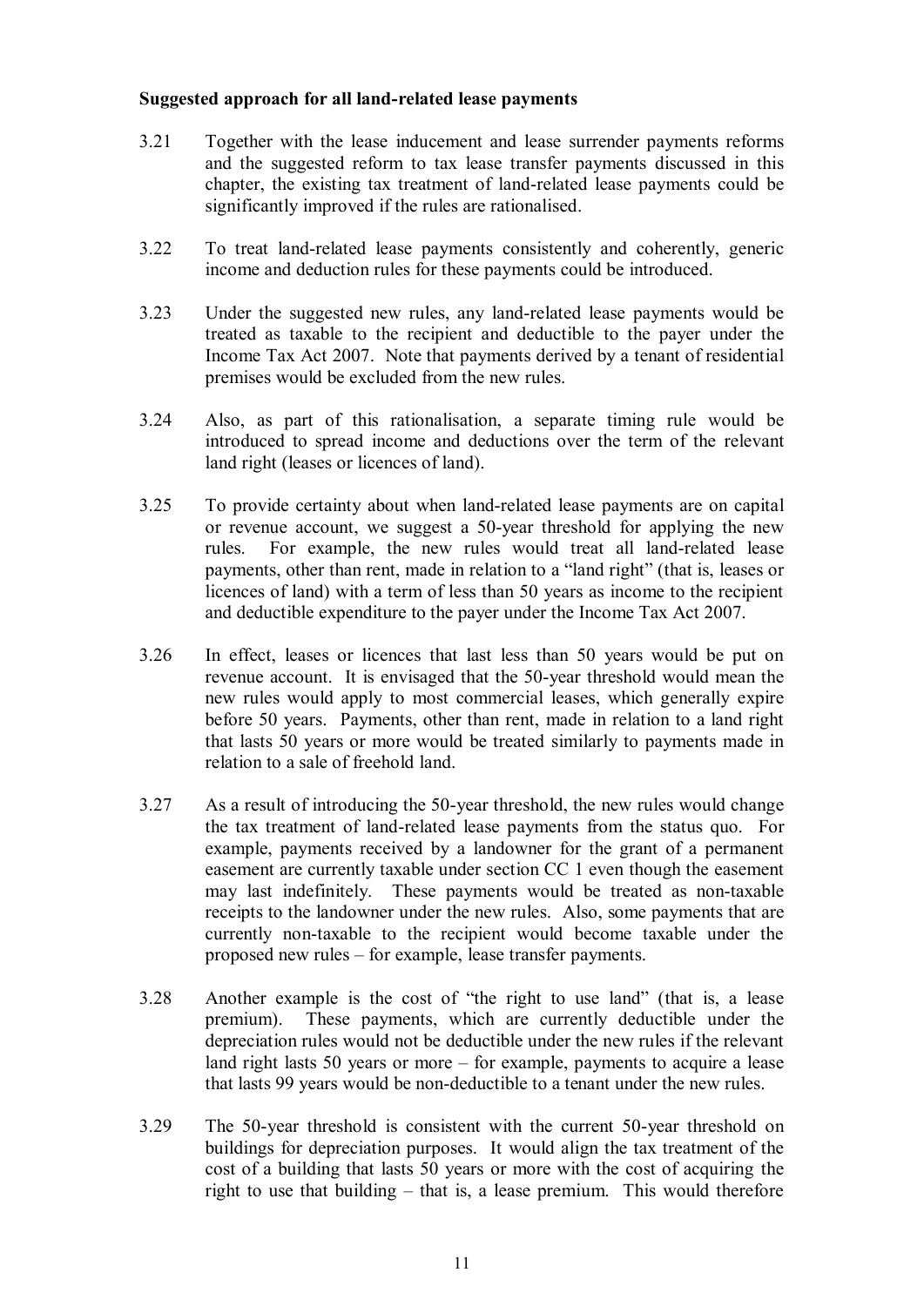**Suggested approach for all land-related lease payments**

3.21 Together with the lease inducement and lease surrender payments reforms and the suggested reform to tax lease transfer payments discussed in this chapter, the existing tax treatment of land-related lease payments could be significantly improved if the rules are rationalised.

3.22 To treat land-related lease payments consistently and coherently, generic income and deduction rules for these payments could be introduced.

3.23 Under the suggested new rules, any land-related lease payments would be treated as taxable to the recipient and deductible to the payer under the Income Tax Act 2007. Note that payments derived by a tenant of residential premises would be excluded from the new rules.

3.24 Also, as part of this rationalisation, a separate timing rule would be introduced to spread income and deductions over the term of the relevant land right (leases or licences of land).

3.25 To provide certainty about when land-related lease payments are on capital or revenue account, we suggest a 50-year threshold for applying the new rules. For example, the new rules would treat all land-related lease payments, other than rent, made in relation to a "land right" (that is, leases or licences of land) with a term of less than 50 years as income to the recipient and deductible expenditure to the payer under the Income Tax Act 2007.

3.26 In effect, leases or licences that last less than 50 years would be put on revenue account. It is envisaged that the 50-year threshold would mean the new rules would apply to most commercial leases, which generally expire before 50 years. Payments, other than rent, made in relation to a land right that lasts 50 years or more would be treated similarly to payments made in relation to a sale of freehold land.

3.27 As a result of introducing the 50-year threshold, the new rules would change the tax treatment of land-related lease payments from the status quo. For example, payments received by a landowner for the grant of a permanent easement are currently taxable under section CC 1 even though the easement may last indefinitely. These payments would be treated as non-taxable receipts to the landowner under the new rules. Also, some payments that are currently non-taxable to the recipient would become taxable under the proposed new rules – for example, lease transfer payments.

3.28 Another example is the cost of "the right to use land" (that is, a lease premium). These payments, which are currently deductible under the depreciation rules would not be deductible under the new rules if the relevant land right lasts 50 years or more – for example, payments to acquire a lease that lasts 99 years would be non-deductible to a tenant under the new rules.

3.29 The 50-year threshold is consistent with the current 50-year threshold on buildings for depreciation purposes. It would align the tax treatment of the cost of a building that lasts 50 years or more with the cost of acquiring the right to use that building – that is, a lease premium. This would therefore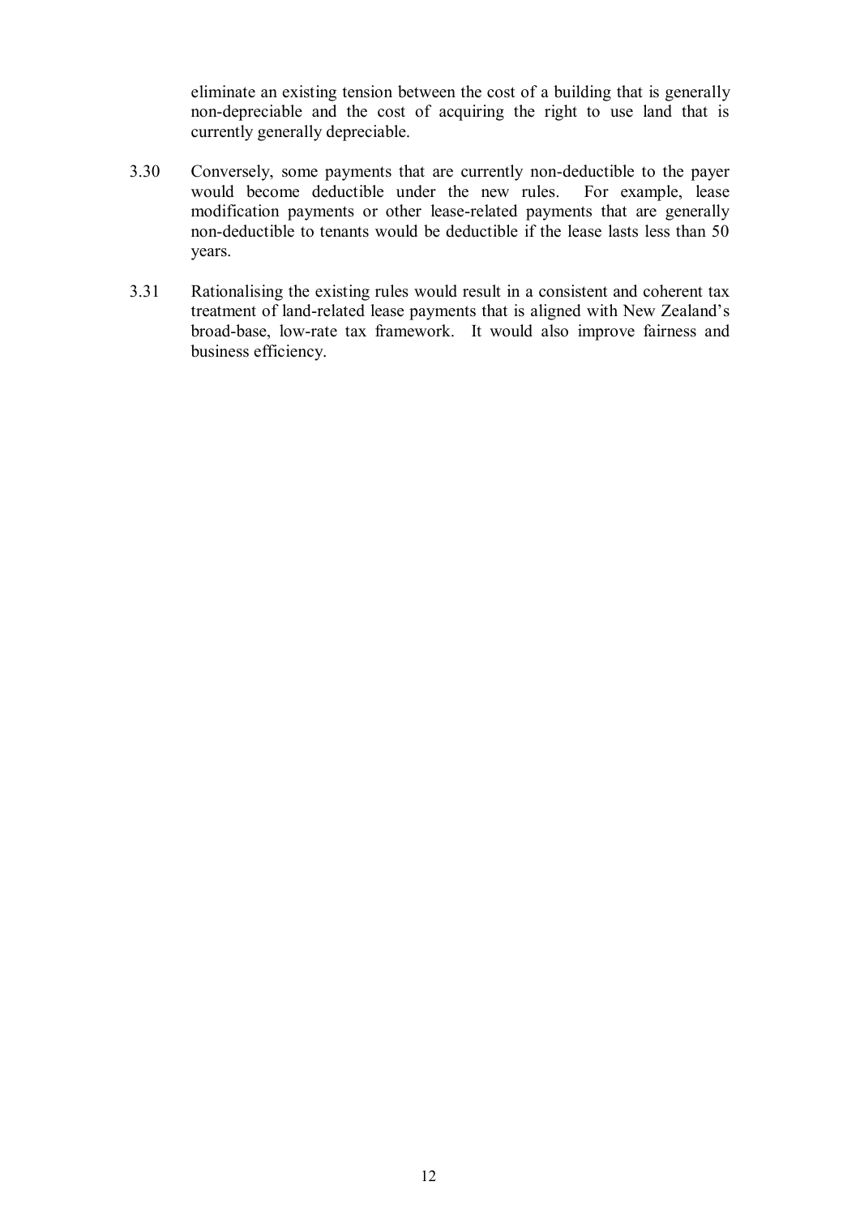eliminate an existing tension between the cost of a building that is generally non-depreciable and the cost of acquiring the right to use land that is currently generally depreciable.

3.30 Conversely, some payments that are currently non-deductible to the payer would become deductible under the new rules. For example, lease modification payments or other lease-related payments that are generally non-deductible to tenants would be deductible if the lease lasts less than 50 years.

3.31 Rationalising the existing rules would result in a consistent and coherent tax treatment of land-related lease payments that is aligned with New Zealand's broad-base, low-rate tax framework. It would also improve fairness and business efficiency.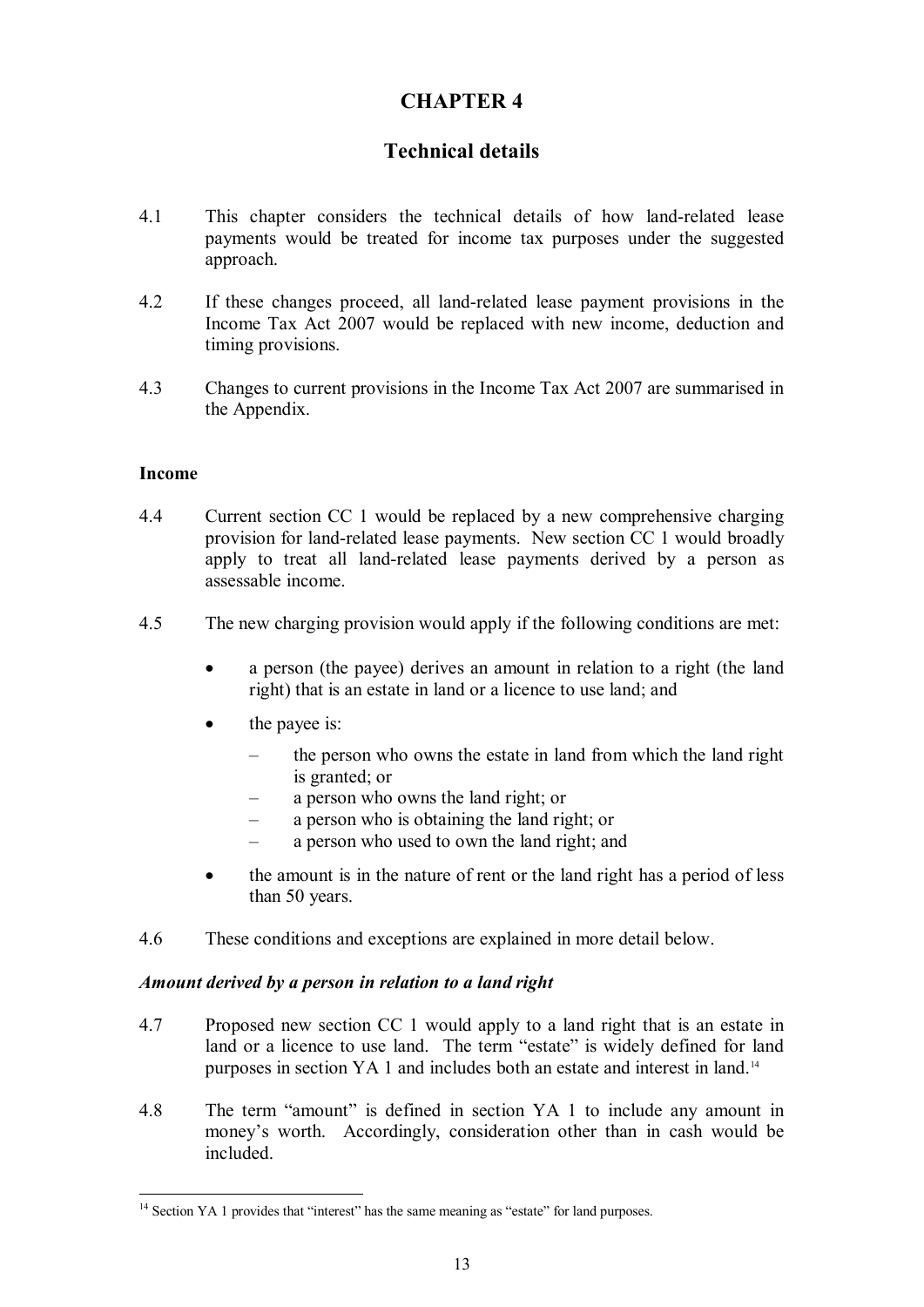# CHAPTER 4

## Technical details

4.1 This chapter considers the technical details of how land-related lease payments would be treated for income tax purposes under the suggested approach.

4.2 If these changes proceed, all land-related lease payment provisions in the Income Tax Act 2007 would be replaced with new income, deduction and timing provisions.

4.3 Changes to current provisions in the Income Tax Act 2007 are summarised in the Appendix.

### Income

4.4 Current section CC 1 would be replaced by a new comprehensive charging provision for land-related lease payments. New section CC 1 would broadly apply to treat all land-related lease payments derived by a person as assessable income.

4.5 The new charging provision would apply if the following conditions are met:

- a person (the payee) derives an amount in relation to a right (the land right) that is an estate in land or a licence to use land; and
- the payee is:
  - the person who owns the estate in land from which the land right is granted; or
  - a person who owns the land right; or
  - a person who is obtaining the land right; or
  - a person who used to own the land right; and
- the amount is in the nature of rent or the land right has a period of less than 50 years.

4.6 These conditions and exceptions are explained in more detail below.

#### *Amount derived by a person in relation to a land right*

4.7 Proposed new section CC 1 would apply to a land right that is an estate in land or a licence to use land. The term "estate" is widely defined for land purposes in section YA 1 and includes both an estate and interest in land.[14]

4.8 The term "amount" is defined in section YA 1 to include any amount in money's worth. Accordingly, consideration other than in cash would be included.

---

[14] Section YA 1 provides that "interest" has the same meaning as "estate" for land purposes.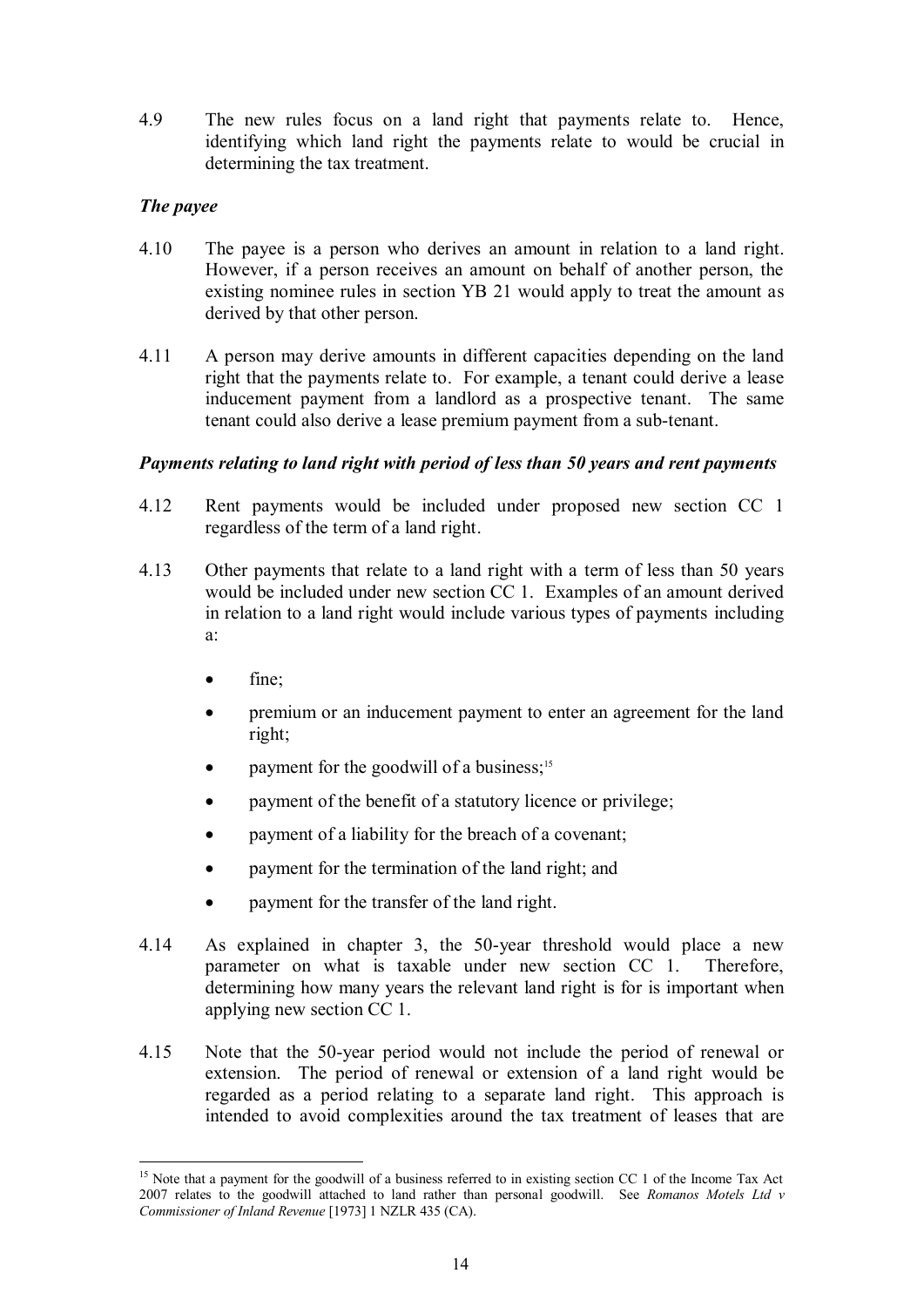4.9 The new rules focus on a land right that payments relate to. Hence, identifying which land right the payments relate to would be crucial in determining the tax treatment.

### *The payee*

4.10 The payee is a person who derives an amount in relation to a land right. However, if a person receives an amount on behalf of another person, the existing nominee rules in section YB 21 would apply to treat the amount as derived by that other person.

4.11 A person may derive amounts in different capacities depending on the land right that the payments relate to. For example, a tenant could derive a lease inducement payment from a landlord as a prospective tenant. The same tenant could also derive a lease premium payment from a sub-tenant.

### *Payments relating to land right with period of less than 50 years and rent payments*

4.12 Rent payments would be included under proposed new section CC 1 regardless of the term of a land right.

4.13 Other payments that relate to a land right with a term of less than 50 years would be included under new section CC 1. Examples of an amount derived in relation to a land right would include various types of payments including a:

- fine;
- premium or an inducement payment to enter an agreement for the land right;
- payment for the goodwill of a business;[15]
- payment of the benefit of a statutory licence or privilege;
- payment of a liability for the breach of a covenant;
- payment for the termination of the land right; and
- payment for the transfer of the land right.

4.14 As explained in chapter 3, the 50-year threshold would place a new parameter on what is taxable under new section CC 1. Therefore, determining how many years the relevant land right is for is important when applying new section CC 1.

4.15 Note that the 50-year period would not include the period of renewal or extension. The period of renewal or extension of a land right would be regarded as a period relating to a separate land right. This approach is intended to avoid complexities around the tax treatment of leases that are

---

[15] Note that a payment for the goodwill of a business referred to in existing section CC 1 of the Income Tax Act 2007 relates to the goodwill attached to land rather than personal goodwill. See *Romanos Motels Ltd v Commissioner of Inland Revenue* [1973] 1 NZLR 435 (CA).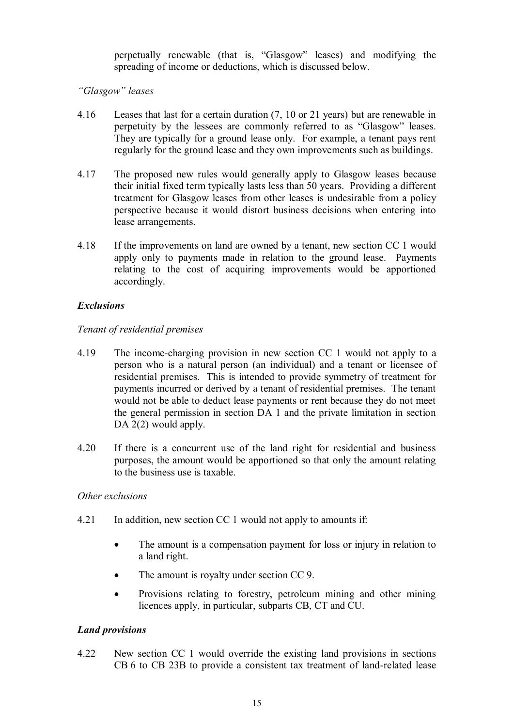perpetually renewable (that is, "Glasgow" leases) and modifying the spreading of income or deductions, which is discussed below.

*"Glasgow" leases*

4.16 Leases that last for a certain duration (7, 10 or 21 years) but are renewable in perpetuity by the lessees are commonly referred to as "Glasgow" leases. They are typically for a ground lease only. For example, a tenant pays rent regularly for the ground lease and they own improvements such as buildings.

4.17 The proposed new rules would generally apply to Glasgow leases because their initial fixed term typically lasts less than 50 years. Providing a different treatment for Glasgow leases from other leases is undesirable from a policy perspective because it would distort business decisions when entering into lease arrangements.

4.18 If the improvements on land are owned by a tenant, new section CC 1 would apply only to payments made in relation to the ground lease. Payments relating to the cost of acquiring improvements would be apportioned accordingly.

***Exclusions***

*Tenant of residential premises*

4.19 The income-charging provision in new section CC 1 would not apply to a person who is a natural person (an individual) and a tenant or licensee of residential premises. This is intended to provide symmetry of treatment for payments incurred or derived by a tenant of residential premises. The tenant would not be able to deduct lease payments or rent because they do not meet the general permission in section DA 1 and the private limitation in section DA 2(2) would apply.

4.20 If there is a concurrent use of the land right for residential and business purposes, the amount would be apportioned so that only the amount relating to the business use is taxable.

*Other exclusions*

4.21 In addition, new section CC 1 would not apply to amounts if:

- The amount is a compensation payment for loss or injury in relation to a land right.
- The amount is royalty under section CC 9.
- Provisions relating to forestry, petroleum mining and other mining licences apply, in particular, subparts CB, CT and CU.

***Land provisions***

4.22 New section CC 1 would override the existing land provisions in sections CB 6 to CB 23B to provide a consistent tax treatment of land-related lease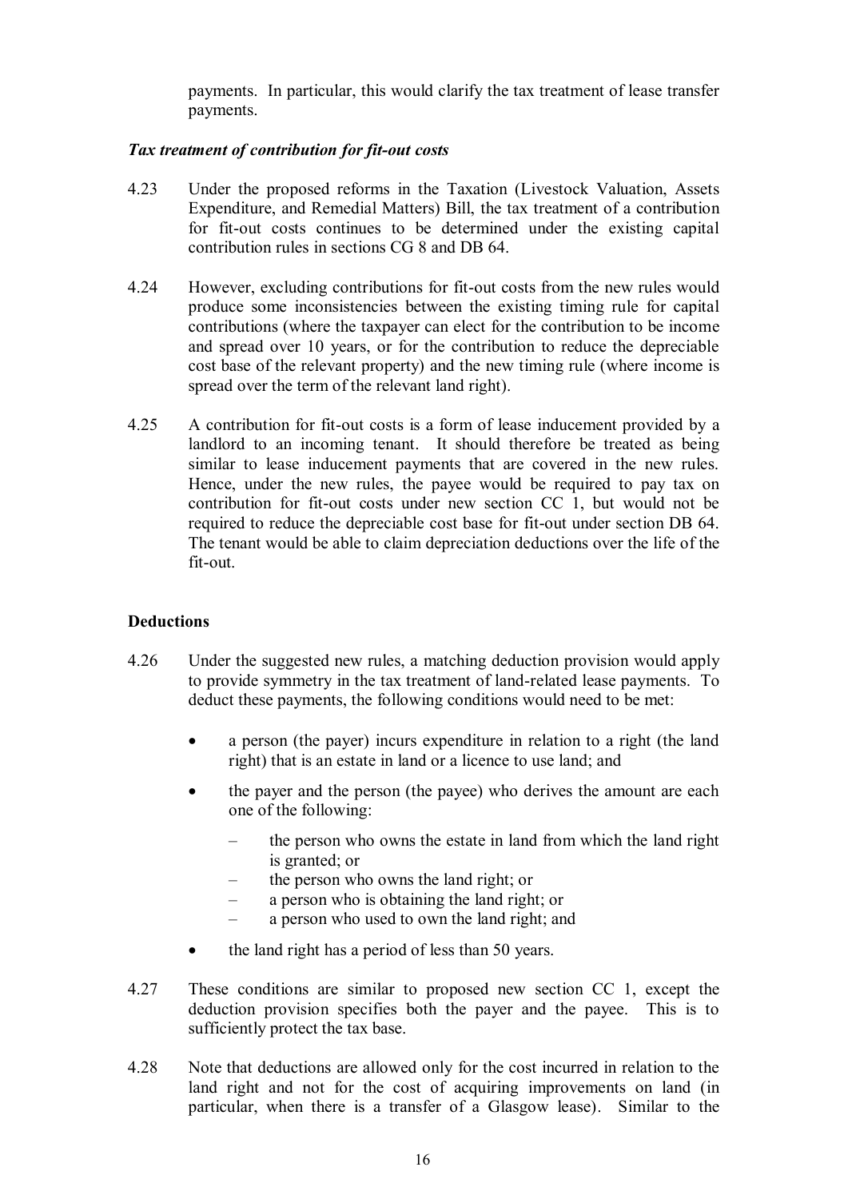payments. In particular, this would clarify the tax treatment of lease transfer payments.

### *Tax treatment of contribution for fit-out costs*

4.23 Under the proposed reforms in the Taxation (Livestock Valuation, Assets Expenditure, and Remedial Matters) Bill, the tax treatment of a contribution for fit-out costs continues to be determined under the existing capital contribution rules in sections CG 8 and DB 64.

4.24 However, excluding contributions for fit-out costs from the new rules would produce some inconsistencies between the existing timing rule for capital contributions (where the taxpayer can elect for the contribution to be income and spread over 10 years, or for the contribution to reduce the depreciable cost base of the relevant property) and the new timing rule (where income is spread over the term of the relevant land right).

4.25 A contribution for fit-out costs is a form of lease inducement provided by a landlord to an incoming tenant. It should therefore be treated as being similar to lease inducement payments that are covered in the new rules. Hence, under the new rules, the payee would be required to pay tax on contribution for fit-out costs under new section CC 1, but would not be required to reduce the depreciable cost base for fit-out under section DB 64. The tenant would be able to claim depreciation deductions over the life of the fit-out.

## Deductions

4.26 Under the suggested new rules, a matching deduction provision would apply to provide symmetry in the tax treatment of land-related lease payments. To deduct these payments, the following conditions would need to be met:

- a person (the payer) incurs expenditure in relation to a right (the land right) that is an estate in land or a licence to use land; and
- the payer and the person (the payee) who derives the amount are each one of the following:
  - the person who owns the estate in land from which the land right is granted; or
  - the person who owns the land right; or
  - a person who is obtaining the land right; or
  - a person who used to own the land right; and
- the land right has a period of less than 50 years.

4.27 These conditions are similar to proposed new section CC 1, except the deduction provision specifies both the payer and the payee. This is to sufficiently protect the tax base.

4.28 Note that deductions are allowed only for the cost incurred in relation to the land right and not for the cost of acquiring improvements on land (in particular, when there is a transfer of a Glasgow lease). Similar to the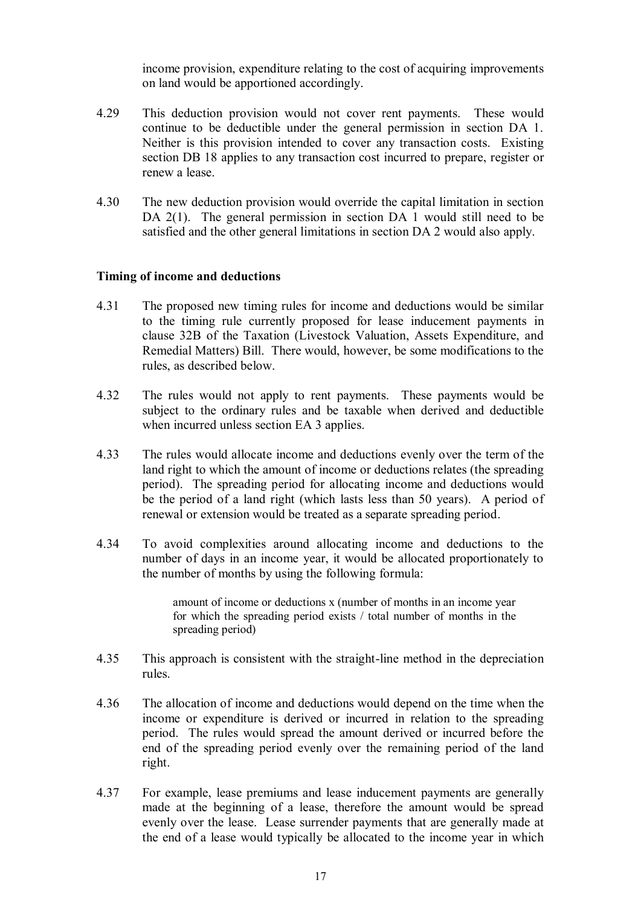income provision, expenditure relating to the cost of acquiring improvements on land would be apportioned accordingly.

4.29 This deduction provision would not cover rent payments. These would continue to be deductible under the general permission in section DA 1. Neither is this provision intended to cover any transaction costs. Existing section DB 18 applies to any transaction cost incurred to prepare, register or renew a lease.

4.30 The new deduction provision would override the capital limitation in section DA 2(1). The general permission in section DA 1 would still need to be satisfied and the other general limitations in section DA 2 would also apply.

**Timing of income and deductions**

4.31 The proposed new timing rules for income and deductions would be similar to the timing rule currently proposed for lease inducement payments in clause 32B of the Taxation (Livestock Valuation, Assets Expenditure, and Remedial Matters) Bill. There would, however, be some modifications to the rules, as described below.

4.32 The rules would not apply to rent payments. These payments would be subject to the ordinary rules and be taxable when derived and deductible when incurred unless section EA 3 applies.

4.33 The rules would allocate income and deductions evenly over the term of the land right to which the amount of income or deductions relates (the spreading period). The spreading period for allocating income and deductions would be the period of a land right (which lasts less than 50 years). A period of renewal or extension would be treated as a separate spreading period.

4.34 To avoid complexities around allocating income and deductions to the number of days in an income year, it would be allocated proportionately to the number of months by using the following formula:

> amount of income or deductions x (number of months in an income year for which the spreading period exists / total number of months in the spreading period)

4.35 This approach is consistent with the straight-line method in the depreciation rules.

4.36 The allocation of income and deductions would depend on the time when the income or expenditure is derived or incurred in relation to the spreading period. The rules would spread the amount derived or incurred before the end of the spreading period evenly over the remaining period of the land right.

4.37 For example, lease premiums and lease inducement payments are generally made at the beginning of a lease, therefore the amount would be spread evenly over the lease. Lease surrender payments that are generally made at the end of a lease would typically be allocated to the income year in which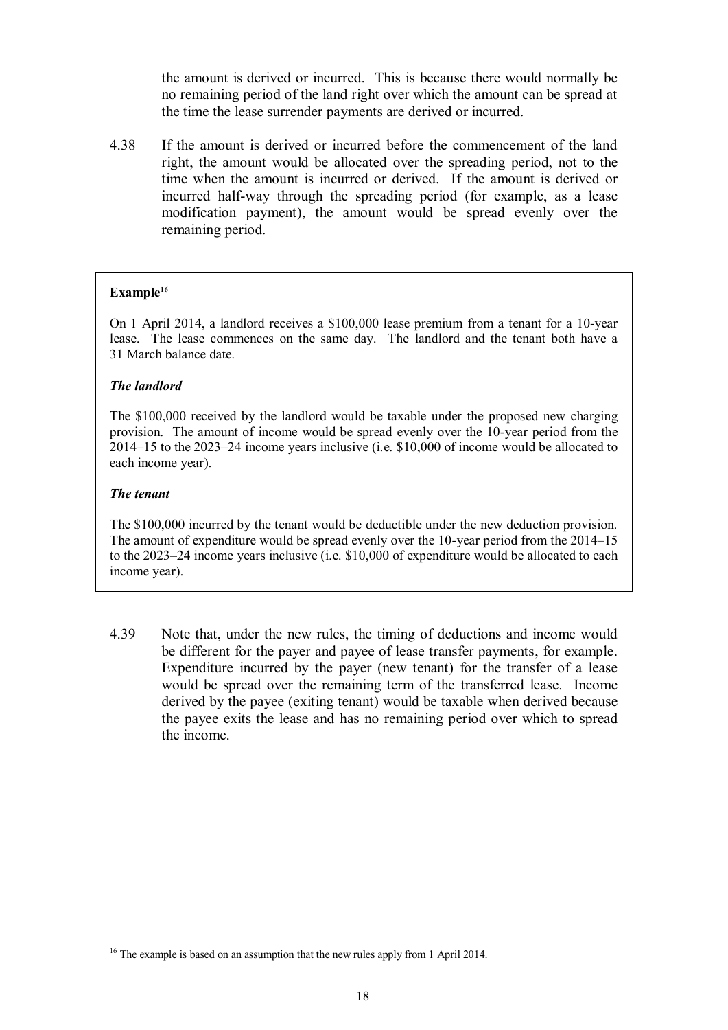the amount is derived or incurred. This is because there would normally be no remaining period of the land right over which the amount can be spread at the time the lease surrender payments are derived or incurred.

4.38 If the amount is derived or incurred before the commencement of the land right, the amount would be allocated over the spreading period, not to the time when the amount is incurred or derived. If the amount is derived or incurred half-way through the spreading period (for example, as a lease modification payment), the amount would be spread evenly over the remaining period.

> **Example**[16]
>
> On 1 April 2014, a landlord receives a $100,000 lease premium from a tenant for a 10-year lease. The lease commences on the same day. The landlord and the tenant both have a 31 March balance date.
>
> ***The landlord***
>
> The $100,000 received by the landlord would be taxable under the proposed new charging provision. The amount of income would be spread evenly over the 10-year period from the 2014–15 to the 2023–24 income years inclusive (i.e. $10,000 of income would be allocated to each income year).
>
> ***The tenant***
>
> The $100,000 incurred by the tenant would be deductible under the new deduction provision. The amount of expenditure would be spread evenly over the 10-year period from the 2014–15 to the 2023–24 income years inclusive (i.e. $10,000 of expenditure would be allocated to each income year).

4.39 Note that, under the new rules, the timing of deductions and income would be different for the payer and payee of lease transfer payments, for example. Expenditure incurred by the payer (new tenant) for the transfer of a lease would be spread over the remaining term of the transferred lease. Income derived by the payee (exiting tenant) would be taxable when derived because the payee exits the lease and has no remaining period over which to spread the income.

[16] The example is based on an assumption that the new rules apply from 1 April 2014.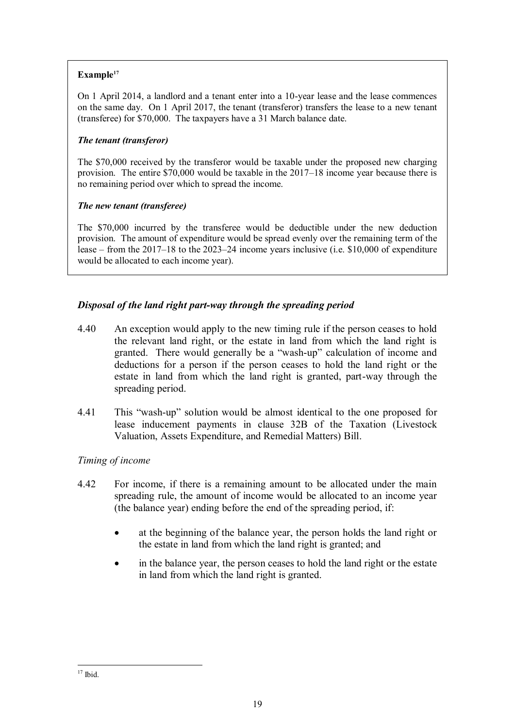**Example**[17]

On 1 April 2014, a landlord and a tenant enter into a 10-year lease and the lease commences on the same day. On 1 April 2017, the tenant (transferor) transfers the lease to a new tenant (transferee) for $70,000. The taxpayers have a 31 March balance date.

***The tenant (transferor)***

The $70,000 received by the transferor would be taxable under the proposed new charging provision. The entire $70,000 would be taxable in the 2017–18 income year because there is no remaining period over which to spread the income.

***The new tenant (transferee)***

The $70,000 incurred by the transferee would be deductible under the new deduction provision. The amount of expenditure would be spread evenly over the remaining term of the lease – from the 2017–18 to the 2023–24 income years inclusive (i.e. $10,000 of expenditure would be allocated to each income year).

### *Disposal of the land right part-way through the spreading period*

4.40 An exception would apply to the new timing rule if the person ceases to hold the relevant land right, or the estate in land from which the land right is granted. There would generally be a "wash-up" calculation of income and deductions for a person if the person ceases to hold the land right or the estate in land from which the land right is granted, part-way through the spreading period.

4.41 This "wash-up" solution would be almost identical to the one proposed for lease inducement payments in clause 32B of the Taxation (Livestock Valuation, Assets Expenditure, and Remedial Matters) Bill.

#### *Timing of income*

4.42 For income, if there is a remaining amount to be allocated under the main spreading rule, the amount of income would be allocated to an income year (the balance year) ending before the end of the spreading period, if:

- at the beginning of the balance year, the person holds the land right or the estate in land from which the land right is granted; and
- in the balance year, the person ceases to hold the land right or the estate in land from which the land right is granted.

---

[17] Ibid.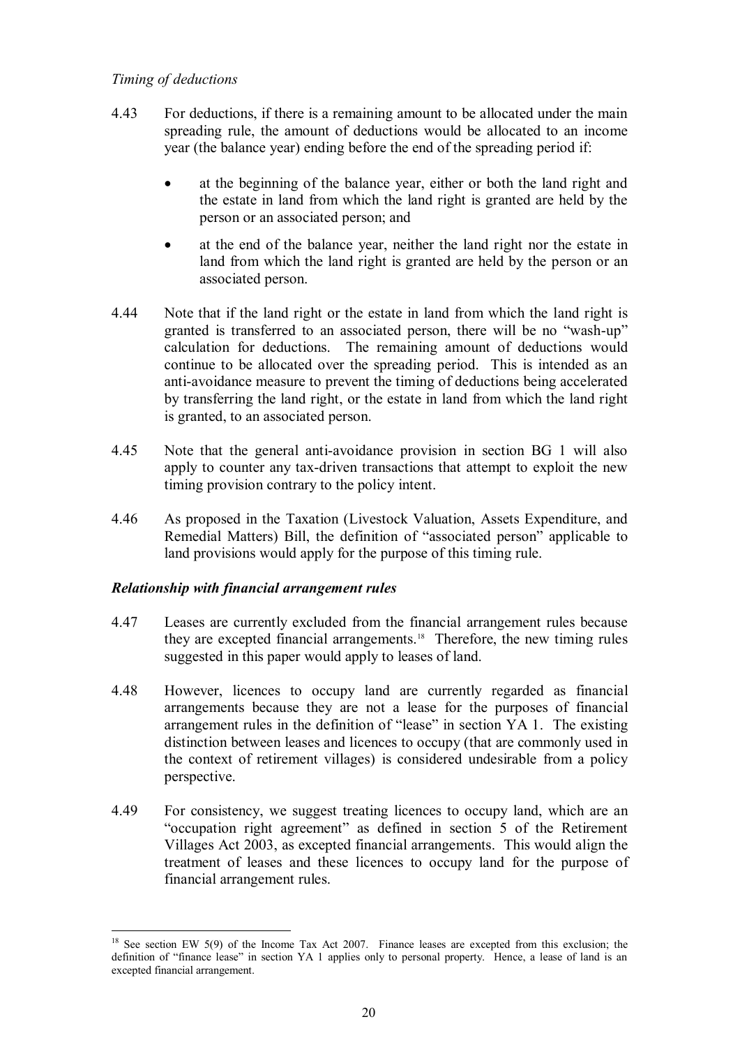*Timing of deductions*

4.43 For deductions, if there is a remaining amount to be allocated under the main spreading rule, the amount of deductions would be allocated to an income year (the balance year) ending before the end of the spreading period if:

- at the beginning of the balance year, either or both the land right and the estate in land from which the land right is granted are held by the person or an associated person; and
- at the end of the balance year, neither the land right nor the estate in land from which the land right is granted are held by the person or an associated person.

4.44 Note that if the land right or the estate in land from which the land right is granted is transferred to an associated person, there will be no "wash-up" calculation for deductions. The remaining amount of deductions would continue to be allocated over the spreading period. This is intended as an anti-avoidance measure to prevent the timing of deductions being accelerated by transferring the land right, or the estate in land from which the land right is granted, to an associated person.

4.45 Note that the general anti-avoidance provision in section BG 1 will also apply to counter any tax-driven transactions that attempt to exploit the new timing provision contrary to the policy intent.

4.46 As proposed in the Taxation (Livestock Valuation, Assets Expenditure, and Remedial Matters) Bill, the definition of "associated person" applicable to land provisions would apply for the purpose of this timing rule.

***Relationship with financial arrangement rules***

4.47 Leases are currently excluded from the financial arrangement rules because they are excepted financial arrangements.[18] Therefore, the new timing rules suggested in this paper would apply to leases of land.

4.48 However, licences to occupy land are currently regarded as financial arrangements because they are not a lease for the purposes of financial arrangement rules in the definition of "lease" in section YA 1. The existing distinction between leases and licences to occupy (that are commonly used in the context of retirement villages) is considered undesirable from a policy perspective.

4.49 For consistency, we suggest treating licences to occupy land, which are an "occupation right agreement" as defined in section 5 of the Retirement Villages Act 2003, as excepted financial arrangements. This would align the treatment of leases and these licences to occupy land for the purpose of financial arrangement rules.

---

[18] See section EW 5(9) of the Income Tax Act 2007. Finance leases are excepted from this exclusion; the definition of "finance lease" in section YA 1 applies only to personal property. Hence, a lease of land is an excepted financial arrangement.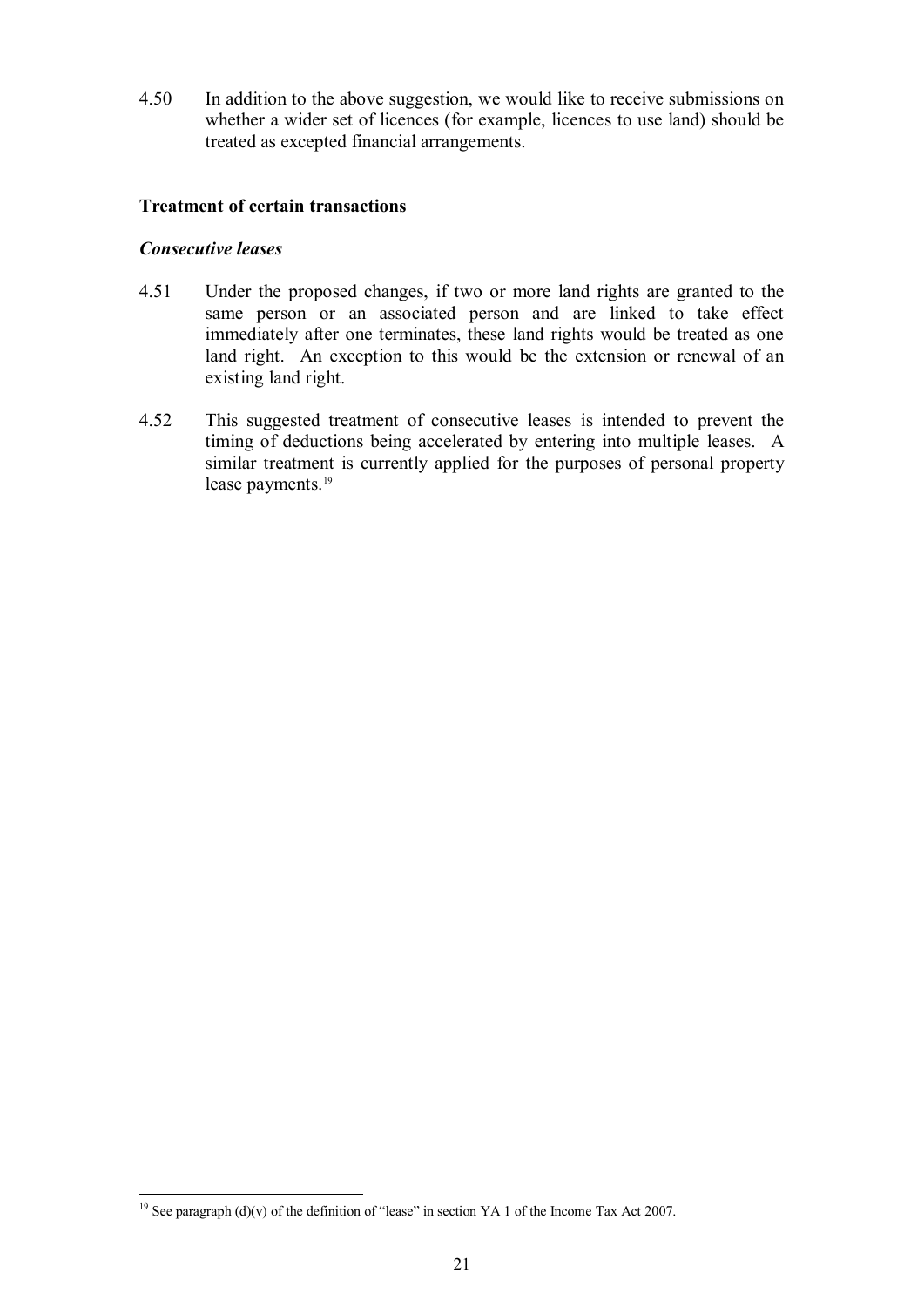4.50 In addition to the above suggestion, we would like to receive submissions on whether a wider set of licences (for example, licences to use land) should be treated as excepted financial arrangements.

### Treatment of certain transactions

#### *Consecutive leases*

4.51 Under the proposed changes, if two or more land rights are granted to the same person or an associated person and are linked to take effect immediately after one terminates, these land rights would be treated as one land right. An exception to this would be the extension or renewal of an existing land right.

4.52 This suggested treatment of consecutive leases is intended to prevent the timing of deductions being accelerated by entering into multiple leases. A similar treatment is currently applied for the purposes of personal property lease payments.[19]

---

[19] See paragraph (d)(v) of the definition of "lease" in section YA 1 of the Income Tax Act 2007.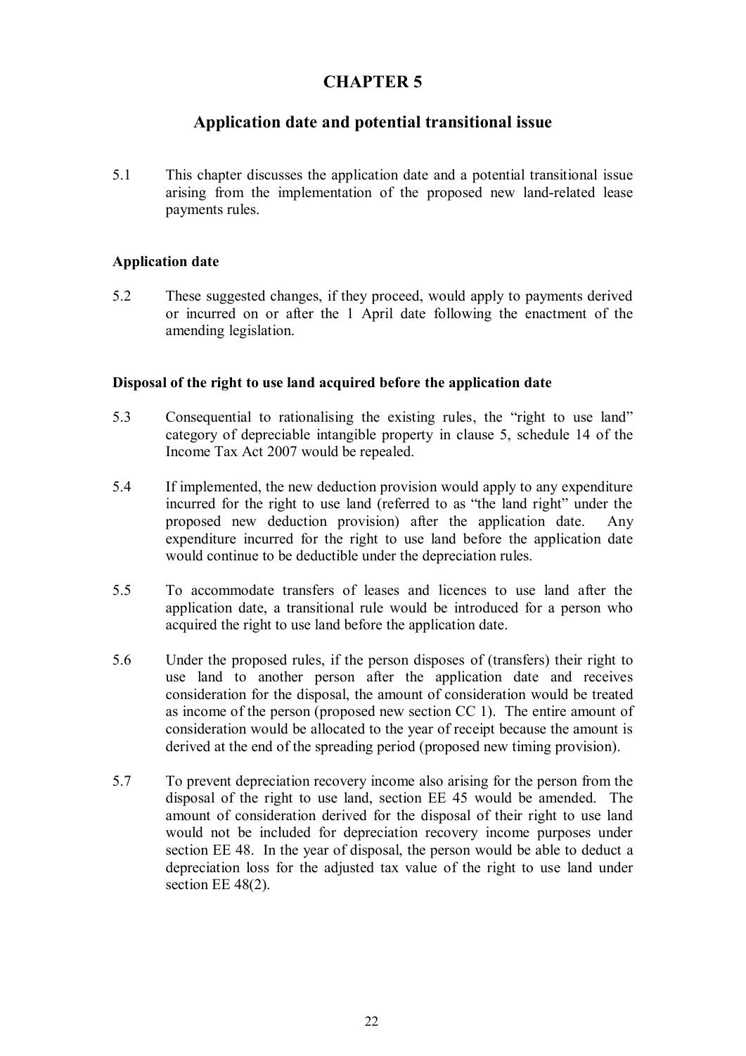# CHAPTER 5

## Application date and potential transitional issue

5.1 This chapter discusses the application date and a potential transitional issue arising from the implementation of the proposed new land-related lease payments rules.

### Application date

5.2 These suggested changes, if they proceed, would apply to payments derived or incurred on or after the 1 April date following the enactment of the amending legislation.

### Disposal of the right to use land acquired before the application date

5.3 Consequential to rationalising the existing rules, the "right to use land" category of depreciable intangible property in clause 5, schedule 14 of the Income Tax Act 2007 would be repealed.

5.4 If implemented, the new deduction provision would apply to any expenditure incurred for the right to use land (referred to as "the land right" under the proposed new deduction provision) after the application date. Any expenditure incurred for the right to use land before the application date would continue to be deductible under the depreciation rules.

5.5 To accommodate transfers of leases and licences to use land after the application date, a transitional rule would be introduced for a person who acquired the right to use land before the application date.

5.6 Under the proposed rules, if the person disposes of (transfers) their right to use land to another person after the application date and receives consideration for the disposal, the amount of consideration would be treated as income of the person (proposed new section CC 1). The entire amount of consideration would be allocated to the year of receipt because the amount is derived at the end of the spreading period (proposed new timing provision).

5.7 To prevent depreciation recovery income also arising for the person from the disposal of the right to use land, section EE 45 would be amended. The amount of consideration derived for the disposal of their right to use land would not be included for depreciation recovery income purposes under section EE 48. In the year of disposal, the person would be able to deduct a depreciation loss for the adjusted tax value of the right to use land under section EE 48(2).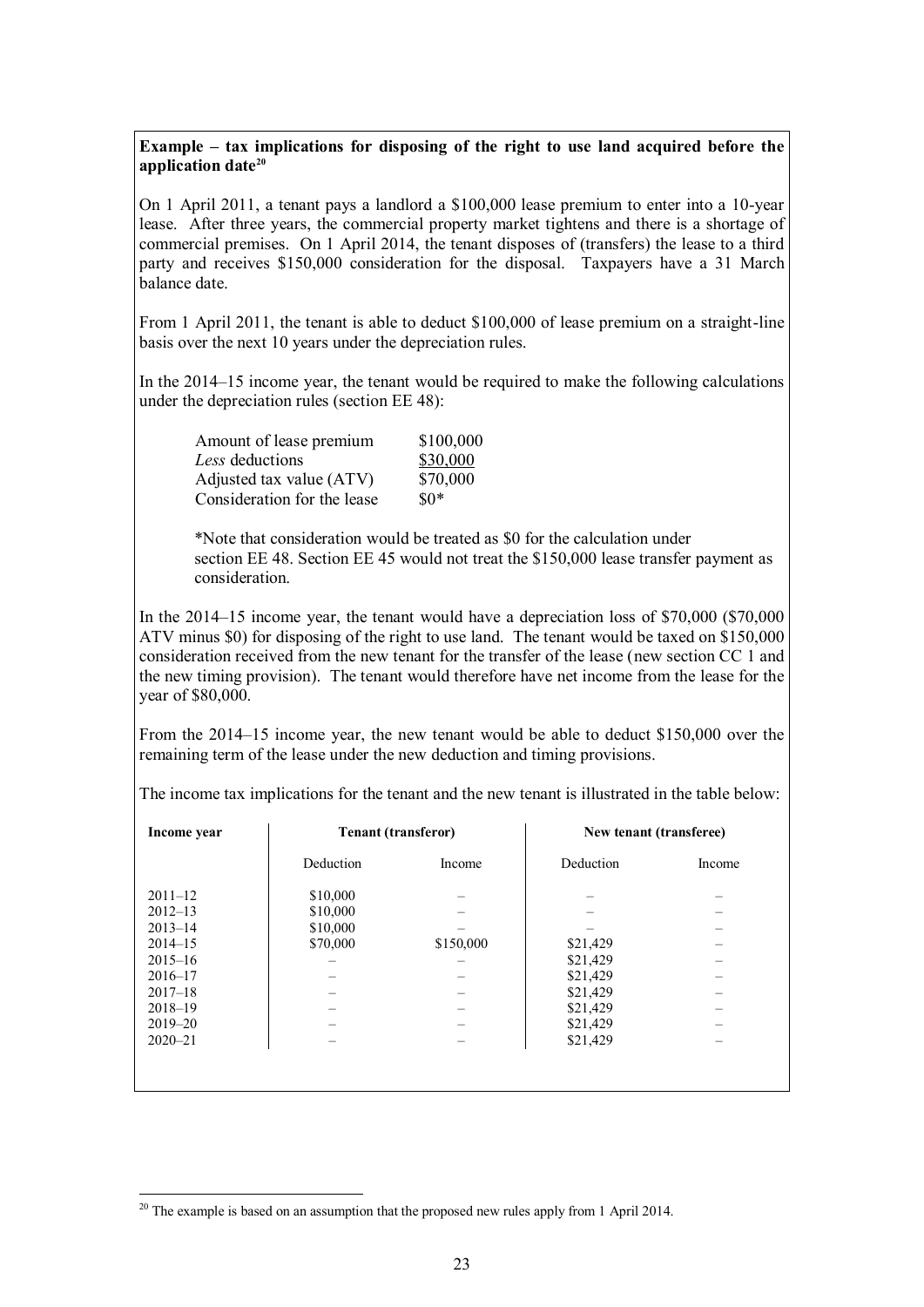**Example – tax implications for disposing of the right to use land acquired before the application date**[20]

On 1 April 2011, a tenant pays a landlord a $100,000 lease premium to enter into a 10-year lease. After three years, the commercial property market tightens and there is a shortage of commercial premises. On 1 April 2014, the tenant disposes of (transfers) the lease to a third party and receives $150,000 consideration for the disposal. Taxpayers have a 31 March balance date.

From 1 April 2011, the tenant is able to deduct $100,000 of lease premium on a straight-line basis over the next 10 years under the depreciation rules.

In the 2014–15 income year, the tenant would be required to make the following calculations under the depreciation rules (section EE 48):

| | |
|---|---|
| Amount of lease premium | $100,000 |
| *Less* deductions | $30,000 |
| Adjusted tax value (ATV) | $70,000 |
| Consideration for the lease | $0* |

*Note that consideration would be treated as $0 for the calculation under section EE 48. Section EE 45 would not treat the $150,000 lease transfer payment as consideration.

In the 2014–15 income year, the tenant would have a depreciation loss of $70,000 ($70,000 ATV minus $0) for disposing of the right to use land. The tenant would be taxed on $150,000 consideration received from the new tenant for the transfer of the lease (new section CC 1 and the new timing provision). The tenant would therefore have net income from the lease for the year of $80,000.

From the 2014–15 income year, the new tenant would be able to deduct $150,000 over the remaining term of the lease under the new deduction and timing provisions.

The income tax implications for the tenant and the new tenant is illustrated in the table below:

| Income year | Tenant (transferor) | | New tenant (transferee) | |
|---|---|---|---|---|
| | Deduction | Income | Deduction | Income |
| 2011–12 | $10,000 | – | – | – |
| 2012–13 | $10,000 | – | – | – |
| 2013–14 | $10,000 | – | – | – |
| 2014–15 | $70,000 | $150,000 | $21,429 | – |
| 2015–16 | – | – | $21,429 | – |
| 2016–17 | – | – | $21,429 | – |
| 2017–18 | – | – | $21,429 | – |
| 2018–19 | – | – | $21,429 | – |
| 2019–20 | – | – | $21,429 | – |
| 2020–21 | – | – | $21,429 | – |

[20] The example is based on an assumption that the proposed new rules apply from 1 April 2014.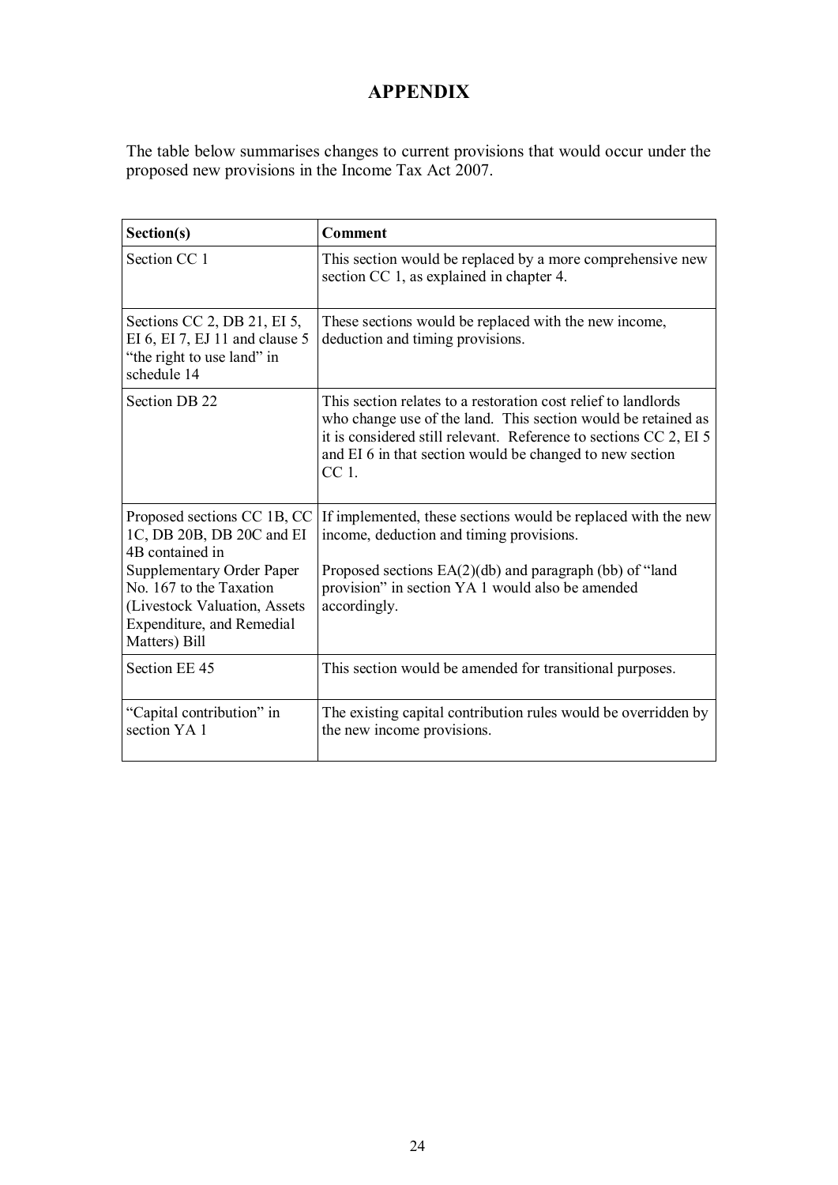# APPENDIX

The table below summarises changes to current provisions that would occur under the proposed new provisions in the Income Tax Act 2007.

| Section(s) | Comment |
|---|---|
| Section CC 1 | This section would be replaced by a more comprehensive new section CC 1, as explained in chapter 4. |
| Sections CC 2, DB 21, EI 5, EI 6, EI 7, EJ 11 and clause 5 "the right to use land" in schedule 14 | These sections would be replaced with the new income, deduction and timing provisions. |
| Section DB 22 | This section relates to a restoration cost relief to landlords who change use of the land. This section would be retained as it is considered still relevant. Reference to sections CC 2, EI 5 and EI 6 in that section would be changed to new section CC 1. |
| Proposed sections CC 1B, CC 1C, DB 20B, DB 20C and EI 4B contained in Supplementary Order Paper No. 167 to the Taxation (Livestock Valuation, Assets Expenditure, and Remedial Matters) Bill | If implemented, these sections would be replaced with the new income, deduction and timing provisions.<br><br>Proposed sections EA(2)(db) and paragraph (bb) of "land provision" in section YA 1 would also be amended accordingly. |
| Section EE 45 | This section would be amended for transitional purposes. |
| "Capital contribution" in section YA 1 | The existing capital contribution rules would be overridden by the new income provisions. |